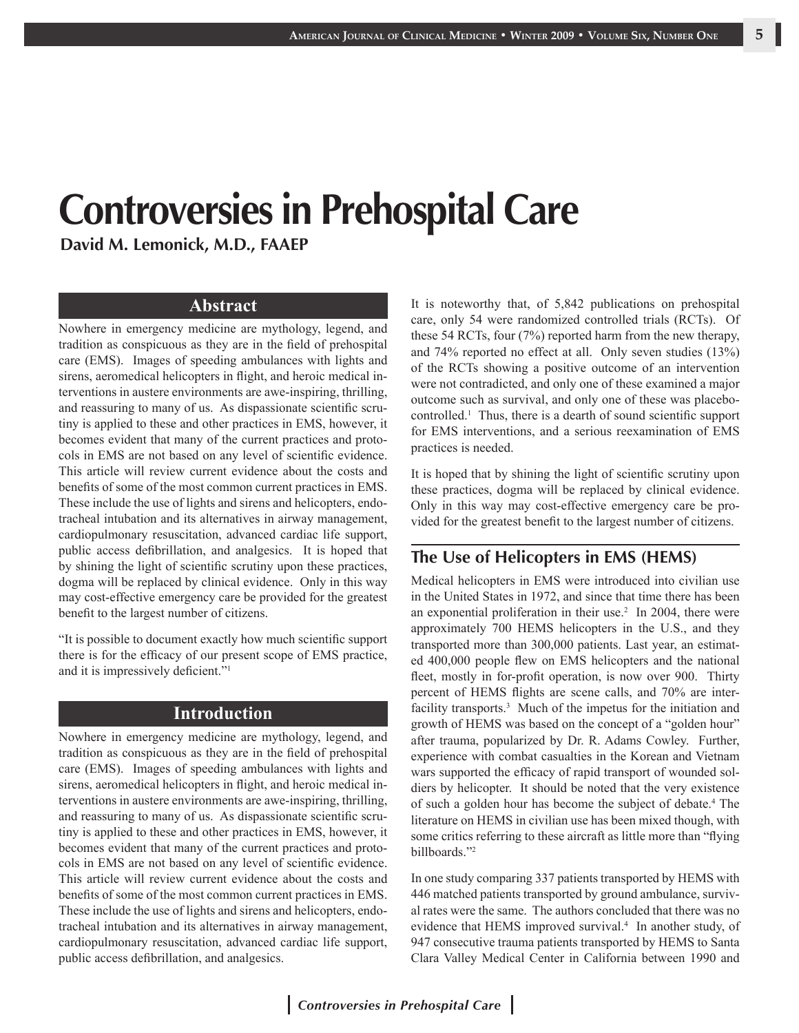# Controversies in Prehospital Care

**David M. Lemonick, M.D., FAAEP**

## Abstract

Nowhere in emergency medicine are mythology, legend, and tradition as conspicuous as they are in the field of prehospital care (EMS). Images of speeding ambulances with lights and sirens, aeromedical helicopters in flight, and heroic medical interventions in austere environments are awe-inspiring, thrilling, and reassuring to many of us. As dispassionate scientific scrutiny is applied to these and other practices in EMS, however, it becomes evident that many of the current practices and protocols in EMS are not based on any level of scientific evidence. This article will review current evidence about the costs and benefits of some of the most common current practices in EMS. These include the use of lights and sirens and helicopters, endotracheal intubation and its alternatives in airway management, cardiopulmonary resuscitation, advanced cardiac life support, public access defibrillation, and analgesics. It is hoped that by shining the light of scientific scrutiny upon these practices, dogma will be replaced by clinical evidence. Only in this way may cost-effective emergency care be provided for the greatest benefit to the largest number of citizens.

"It is possible to document exactly how much scientific support there is for the efficacy of our present scope of EMS practice, and it is impressively deficient."[1]

## Introduction

Nowhere in emergency medicine are mythology, legend, and tradition as conspicuous as they are in the field of prehospital care (EMS). Images of speeding ambulances with lights and sirens, aeromedical helicopters in flight, and heroic medical interventions in austere environments are awe-inspiring, thrilling, and reassuring to many of us. As dispassionate scientific scrutiny is applied to these and other practices in EMS, however, it becomes evident that many of the current practices and protocols in EMS are not based on any level of scientific evidence. This article will review current evidence about the costs and benefits of some of the most common current practices in EMS. These include the use of lights and sirens and helicopters, endotracheal intubation and its alternatives in airway management, cardiopulmonary resuscitation, advanced cardiac life support, public access defibrillation, and analgesics.

It is noteworthy that, of 5,842 publications on prehospital care, only 54 were randomized controlled trials (RCTs). Of these 54 RCTs, four (7%) reported harm from the new therapy, and 74% reported no effect at all. Only seven studies (13%) of the RCTs showing a positive outcome of an intervention were not contradicted, and only one of these examined a major outcome such as survival, and only one of these was placebo-controlled.[1] Thus, there is a dearth of sound scientific support for EMS interventions, and a serious reexamination of EMS practices is needed.

It is hoped that by shining the light of scientific scrutiny upon these practices, dogma will be replaced by clinical evidence. Only in this way may cost-effective emergency care be provided for the greatest benefit to the largest number of citizens.

## The Use of Helicopters in EMS (HEMS)

Medical helicopters in EMS were introduced into civilian use in the United States in 1972, and since that time there has been an exponential proliferation in their use.[2] In 2004, there were approximately 700 HEMS helicopters in the U.S., and they transported more than 300,000 patients. Last year, an estimated 400,000 people flew on EMS helicopters and the national fleet, mostly in for-profit operation, is now over 900. Thirty percent of HEMS flights are scene calls, and 70% are interfacility transports.[3] Much of the impetus for the initiation and growth of HEMS was based on the concept of a "golden hour" after trauma, popularized by Dr. R. Adams Cowley. Further, experience with combat casualties in the Korean and Vietnam wars supported the efficacy of rapid transport of wounded soldiers by helicopter. It should be noted that the very existence of such a golden hour has become the subject of debate.[4] The literature on HEMS in civilian use has been mixed though, with some critics referring to these aircraft as little more than "flying billboards."[2]

In one study comparing 337 patients transported by HEMS with 446 matched patients transported by ground ambulance, survival rates were the same. The authors concluded that there was no evidence that HEMS improved survival.[4] In another study, of 947 consecutive trauma patients transported by HEMS to Santa Clara Valley Medical Center in California between 1990 and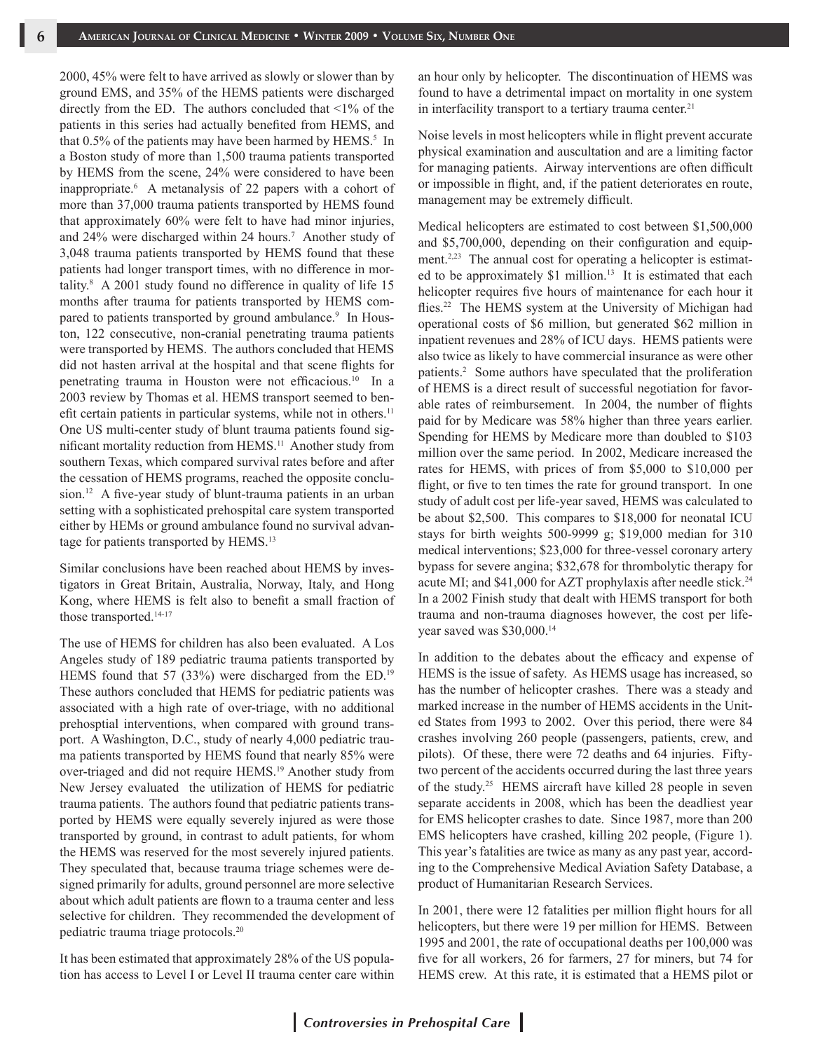2000, 45% were felt to have arrived as slowly or slower than by ground EMS, and 35% of the HEMS patients were discharged directly from the ED. The authors concluded that <1% of the patients in this series had actually benefited from HEMS, and that 0.5% of the patients may have been harmed by HEMS.[5] In a Boston study of more than 1,500 trauma patients transported by HEMS from the scene, 24% were considered to have been inappropriate.[6] A metanalysis of 22 papers with a cohort of more than 37,000 trauma patients transported by HEMS found that approximately 60% were felt to have had minor injuries, and 24% were discharged within 24 hours.[7] Another study of 3,048 trauma patients transported by HEMS found that these patients had longer transport times, with no difference in mortality.[8] A 2001 study found no difference in quality of life 15 months after trauma for patients transported by HEMS compared to patients transported by ground ambulance.[9] In Houston, 122 consecutive, non-cranial penetrating trauma patients were transported by HEMS. The authors concluded that HEMS did not hasten arrival at the hospital and that scene flights for penetrating trauma in Houston were not efficacious.[10] In a 2003 review by Thomas et al. HEMS transport seemed to benefit certain patients in particular systems, while not in others.[11] One US multi-center study of blunt trauma patients found significant mortality reduction from HEMS.[11] Another study from southern Texas, which compared survival rates before and after the cessation of HEMS programs, reached the opposite conclusion.[12] A five-year study of blunt-trauma patients in an urban setting with a sophisticated prehospital care system transported either by HEMs or ground ambulance found no survival advantage for patients transported by HEMS.[13]

Similar conclusions have been reached about HEMS by investigators in Great Britain, Australia, Norway, Italy, and Hong Kong, where HEMS is felt also to benefit a small fraction of those transported.[14-17]

The use of HEMS for children has also been evaluated. A Los Angeles study of 189 pediatric trauma patients transported by HEMS found that 57 (33%) were discharged from the ED.[19] These authors concluded that HEMS for pediatric patients was associated with a high rate of over-triage, with no additional prehosptial interventions, when compared with ground transport. A Washington, D.C., study of nearly 4,000 pediatric trauma patients transported by HEMS found that nearly 85% were over-triaged and did not require HEMS.[19] Another study from New Jersey evaluated the utilization of HEMS for pediatric trauma patients. The authors found that pediatric patients transported by HEMS were equally severely injured as were those transported by ground, in contrast to adult patients, for whom the HEMS was reserved for the most severely injured patients. They speculated that, because trauma triage schemes were designed primarily for adults, ground personnel are more selective about which adult patients are flown to a trauma center and less selective for children. They recommended the development of pediatric trauma triage protocols.[20]

It has been estimated that approximately 28% of the US population has access to Level I or Level II trauma center care within an hour only by helicopter. The discontinuation of HEMS was found to have a detrimental impact on mortality in one system in interfacility transport to a tertiary trauma center.[21]

Noise levels in most helicopters while in flight prevent accurate physical examination and auscultation and are a limiting factor for managing patients. Airway interventions are often difficult or impossible in flight, and, if the patient deteriorates en route, management may be extremely difficult.

Medical helicopters are estimated to cost between $1,500,000 and $5,700,000, depending on their configuration and equipment.[2,23] The annual cost for operating a helicopter is estimated to be approximately $1 million.[13] It is estimated that each helicopter requires five hours of maintenance for each hour it flies.[22] The HEMS system at the University of Michigan had operational costs of $6 million, but generated $62 million in inpatient revenues and 28% of ICU days. HEMS patients were also twice as likely to have commercial insurance as were other patients.[2] Some authors have speculated that the proliferation of HEMS is a direct result of successful negotiation for favorable rates of reimbursement. In 2004, the number of flights paid for by Medicare was 58% higher than three years earlier. Spending for HEMS by Medicare more than doubled to $103 million over the same period. In 2002, Medicare increased the rates for HEMS, with prices of from $5,000 to $10,000 per flight, or five to ten times the rate for ground transport. In one study of adult cost per life-year saved, HEMS was calculated to be about $2,500. This compares to $18,000 for neonatal ICU stays for birth weights 500-9999 g; $19,000 median for 310 medical interventions; $23,000 for three-vessel coronary artery bypass for severe angina; $32,678 for thrombolytic therapy for acute MI; and $41,000 for AZT prophylaxis after needle stick.[24] In a 2002 Finish study that dealt with HEMS transport for both trauma and non-trauma diagnoses however, the cost per life-year saved was $30,000.[14]

In addition to the debates about the efficacy and expense of HEMS is the issue of safety. As HEMS usage has increased, so has the number of helicopter crashes. There was a steady and marked increase in the number of HEMS accidents in the United States from 1993 to 2002. Over this period, there were 84 crashes involving 260 people (passengers, patients, crew, and pilots). Of these, there were 72 deaths and 64 injuries. Fifty-two percent of the accidents occurred during the last three years of the study.[25] HEMS aircraft have killed 28 people in seven separate accidents in 2008, which has been the deadliest year for EMS helicopter crashes to date. Since 1987, more than 200 EMS helicopters have crashed, killing 202 people, (Figure 1). This year's fatalities are twice as many as any past year, according to the Comprehensive Medical Aviation Safety Database, a product of Humanitarian Research Services.

In 2001, there were 12 fatalities per million flight hours for all helicopters, but there were 19 per million for HEMS. Between 1995 and 2001, the rate of occupational deaths per 100,000 was five for all workers, 26 for farmers, 27 for miners, but 74 for HEMS crew. At this rate, it is estimated that a HEMS pilot or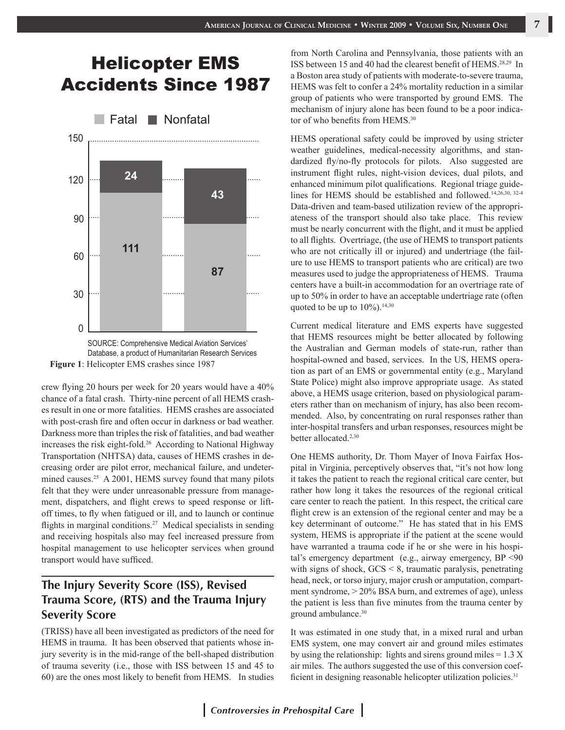# Helicopter EMS Accidents Since 1987

Fatal ■ Nonfatal

| | Fatal | Nonfatal |
|---|---|---|
| Bar 1 | 111 | 24 |
| Bar 2 | 87 | 43 |

SOURCE: Comprehensive Medical Aviation Services' Database, a product of Humanitarian Research Services

**Figure 1**: Helicopter EMS crashes since 1987

crew flying 20 hours per week for 20 years would have a 40% chance of a fatal crash. Thirty-nine percent of all HEMS crashes result in one or more fatalities. HEMS crashes are associated with post-crash fire and often occur in darkness or bad weather. Darkness more than triples the risk of fatalities, and bad weather increases the risk eight-fold.[26] According to National Highway Transportation (NHTSA) data, causes of HEMS crashes in decreasing order are pilot error, mechanical failure, and undetermined causes.[25] A 2001, HEMS survey found that many pilots felt that they were under unreasonable pressure from management, dispatchers, and flight crews to speed response or liftoff times, to fly when fatigued or ill, and to launch or continue flights in marginal conditions.[27] Medical specialists in sending and receiving hospitals also may feel increased pressure from hospital management to use helicopter services when ground transport would have sufficed.

## The Injury Severity Score (ISS), Revised Trauma Score, (RTS) and the Trauma Injury Severity Score

(TRISS) have all been investigated as predictors of the need for HEMS in trauma. It has been observed that patients whose injury severity is in the mid-range of the bell-shaped distribution of trauma severity (i.e., those with ISS between 15 and 45 to 60) are the ones most likely to benefit from HEMS. In studies from North Carolina and Pennsylvania, those patients with an ISS between 15 and 40 had the clearest benefit of HEMS.[28,29] In a Boston area study of patients with moderate-to-severe trauma, HEMS was felt to confer a 24% mortality reduction in a similar group of patients who were transported by ground EMS. The mechanism of injury alone has been found to be a poor indicator of who benefits from HEMS.[30]

HEMS operational safety could be improved by using stricter weather guidelines, medical-necessity algorithms, and standardized fly/no-fly protocols for pilots. Also suggested are instrument flight rules, night-vision devices, dual pilots, and enhanced minimum pilot qualifications. Regional triage guidelines for HEMS should be established and followed.[14,26,30, 32-4] Data-driven and team-based utilization review of the appropriateness of the transport should also take place. This review must be nearly concurrent with the flight, and it must be applied to all flights. Overtriage, (the use of HEMS to transport patients who are not critically ill or injured) and undertriage (the failure to use HEMS to transport patients who are critical) are two measures used to judge the appropriateness of HEMS. Trauma centers have a built-in accommodation for an overtriage rate of up to 50% in order to have an acceptable undertriage rate (often quoted to be up to 10%).[14,30]

Current medical literature and EMS experts have suggested that HEMS resources might be better allocated by following the Australian and German models of state-run, rather than hospital-owned and based, services. In the US, HEMS operation as part of an EMS or governmental entity (e.g., Maryland State Police) might also improve appropriate usage. As stated above, a HEMS usage criterion, based on physiological parameters rather than on mechanism of injury, has also been recommended. Also, by concentrating on rural responses rather than inter-hospital transfers and urban responses, resources might be better allocated.[2,30]

One HEMS authority, Dr. Thom Mayer of Inova Fairfax Hospital in Virginia, perceptively observes that, "it's not how long it takes the patient to reach the regional critical care center, but rather how long it takes the resources of the regional critical care center to reach the patient. In this respect, the critical care flight crew is an extension of the regional center and may be a key determinant of outcome." He has stated that in his EMS system, HEMS is appropriate if the patient at the scene would have warranted a trauma code if he or she were in his hospital's emergency department (e.g., airway emergency, BP <90 with signs of shock, GCS < 8, traumatic paralysis, penetrating head, neck, or torso injury, major crush or amputation, compartment syndrome, > 20% BSA burn, and extremes of age), unless the patient is less than five minutes from the trauma center by ground ambulance.[30]

It was estimated in one study that, in a mixed rural and urban EMS system, one may convert air and ground miles estimates by using the relationship: lights and sirens ground miles = 1.3 X air miles. The authors suggested the use of this conversion coefficient in designing reasonable helicopter utilization policies.[31]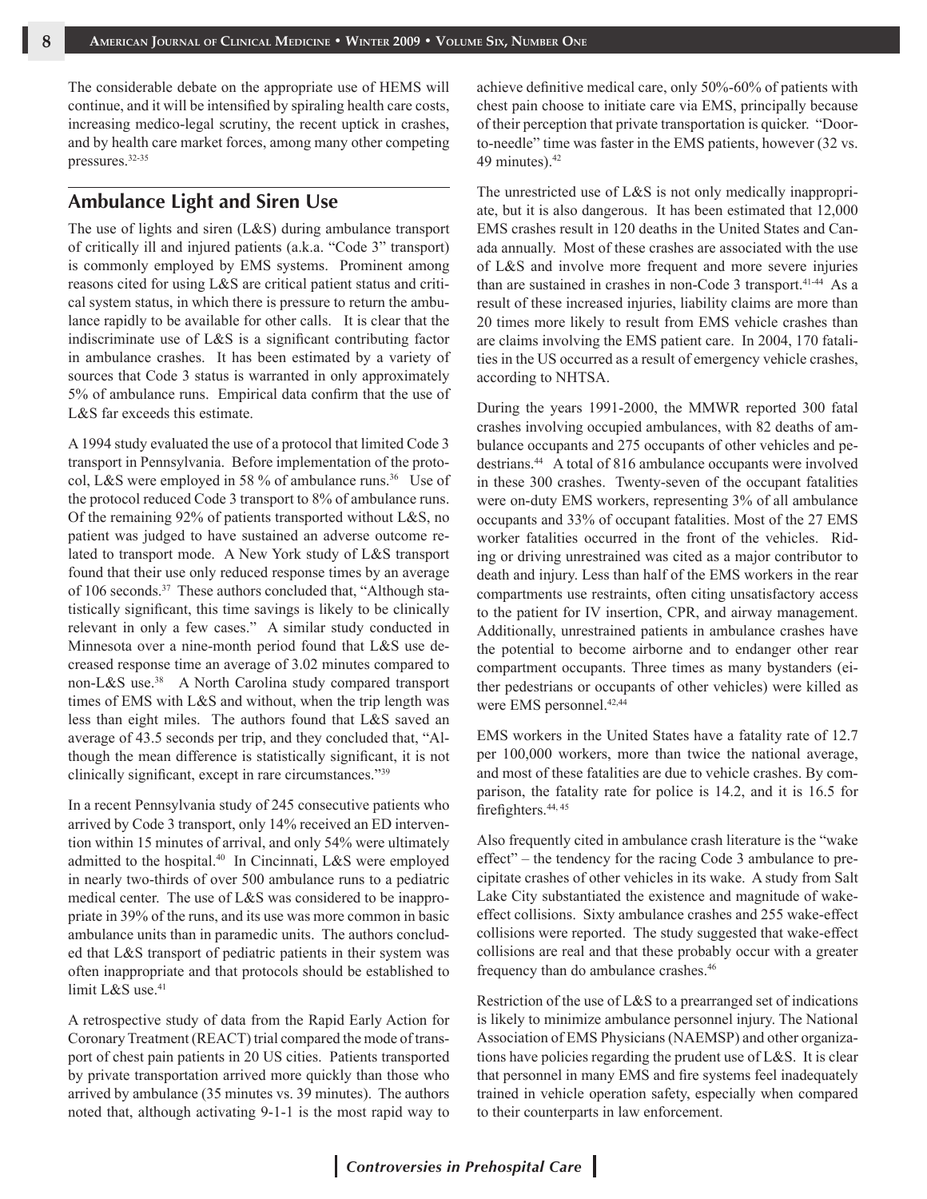The considerable debate on the appropriate use of HEMS will continue, and it will be intensified by spiraling health care costs, increasing medico-legal scrutiny, the recent uptick in crashes, and by health care market forces, among many other competing pressures.[32-35]

## Ambulance Light and Siren Use

The use of lights and siren (L&S) during ambulance transport of critically ill and injured patients (a.k.a. "Code 3" transport) is commonly employed by EMS systems. Prominent among reasons cited for using L&S are critical patient status and critical system status, in which there is pressure to return the ambulance rapidly to be available for other calls. It is clear that the indiscriminate use of L&S is a significant contributing factor in ambulance crashes. It has been estimated by a variety of sources that Code 3 status is warranted in only approximately 5% of ambulance runs. Empirical data confirm that the use of L&S far exceeds this estimate.

A 1994 study evaluated the use of a protocol that limited Code 3 transport in Pennsylvania. Before implementation of the protocol, L&S were employed in 58 % of ambulance runs.[36] Use of the protocol reduced Code 3 transport to 8% of ambulance runs. Of the remaining 92% of patients transported without L&S, no patient was judged to have sustained an adverse outcome related to transport mode. A New York study of L&S transport found that their use only reduced response times by an average of 106 seconds.[37] These authors concluded that, "Although statistically significant, this time savings is likely to be clinically relevant in only a few cases." A similar study conducted in Minnesota over a nine-month period found that L&S use decreased response time an average of 3.02 minutes compared to non-L&S use.[38] A North Carolina study compared transport times of EMS with L&S and without, when the trip length was less than eight miles. The authors found that L&S saved an average of 43.5 seconds per trip, and they concluded that, "Although the mean difference is statistically significant, it is not clinically significant, except in rare circumstances."[39]

In a recent Pennsylvania study of 245 consecutive patients who arrived by Code 3 transport, only 14% received an ED intervention within 15 minutes of arrival, and only 54% were ultimately admitted to the hospital.[40] In Cincinnati, L&S were employed in nearly two-thirds of over 500 ambulance runs to a pediatric medical center. The use of L&S was considered to be inappropriate in 39% of the runs, and its use was more common in basic ambulance units than in paramedic units. The authors concluded that L&S transport of pediatric patients in their system was often inappropriate and that protocols should be established to limit L&S use.[41]

A retrospective study of data from the Rapid Early Action for Coronary Treatment (REACT) trial compared the mode of transport of chest pain patients in 20 US cities. Patients transported by private transportation arrived more quickly than those who arrived by ambulance (35 minutes vs. 39 minutes). The authors noted that, although activating 9-1-1 is the most rapid way to achieve definitive medical care, only 50%-60% of patients with chest pain choose to initiate care via EMS, principally because of their perception that private transportation is quicker. "Door-to-needle" time was faster in the EMS patients, however (32 vs. 49 minutes).[42]

The unrestricted use of L&S is not only medically inappropriate, but it is also dangerous. It has been estimated that 12,000 EMS crashes result in 120 deaths in the United States and Canada annually. Most of these crashes are associated with the use of L&S and involve more frequent and more severe injuries than are sustained in crashes in non-Code 3 transport.[41-44] As a result of these increased injuries, liability claims are more than 20 times more likely to result from EMS vehicle crashes than are claims involving the EMS patient care. In 2004, 170 fatalities in the US occurred as a result of emergency vehicle crashes, according to NHTSA.

During the years 1991-2000, the MMWR reported 300 fatal crashes involving occupied ambulances, with 82 deaths of ambulance occupants and 275 occupants of other vehicles and pedestrians.[44] A total of 816 ambulance occupants were involved in these 300 crashes. Twenty-seven of the occupant fatalities were on-duty EMS workers, representing 3% of all ambulance occupants and 33% of occupant fatalities. Most of the 27 EMS worker fatalities occurred in the front of the vehicles. Riding or driving unrestrained was cited as a major contributor to death and injury. Less than half of the EMS workers in the rear compartments use restraints, often citing unsatisfactory access to the patient for IV insertion, CPR, and airway management. Additionally, unrestrained patients in ambulance crashes have the potential to become airborne and to endanger other rear compartment occupants. Three times as many bystanders (either pedestrians or occupants of other vehicles) were killed as were EMS personnel.[42,44]

EMS workers in the United States have a fatality rate of 12.7 per 100,000 workers, more than twice the national average, and most of these fatalities are due to vehicle crashes. By comparison, the fatality rate for police is 14.2, and it is 16.5 for firefighters.[44, 45]

Also frequently cited in ambulance crash literature is the "wake effect" – the tendency for the racing Code 3 ambulance to precipitate crashes of other vehicles in its wake. A study from Salt Lake City substantiated the existence and magnitude of wake-effect collisions. Sixty ambulance crashes and 255 wake-effect collisions were reported. The study suggested that wake-effect collisions are real and that these probably occur with a greater frequency than do ambulance crashes.[46]

Restriction of the use of L&S to a prearranged set of indications is likely to minimize ambulance personnel injury. The National Association of EMS Physicians (NAEMSP) and other organizations have policies regarding the prudent use of L&S. It is clear that personnel in many EMS and fire systems feel inadequately trained in vehicle operation safety, especially when compared to their counterparts in law enforcement.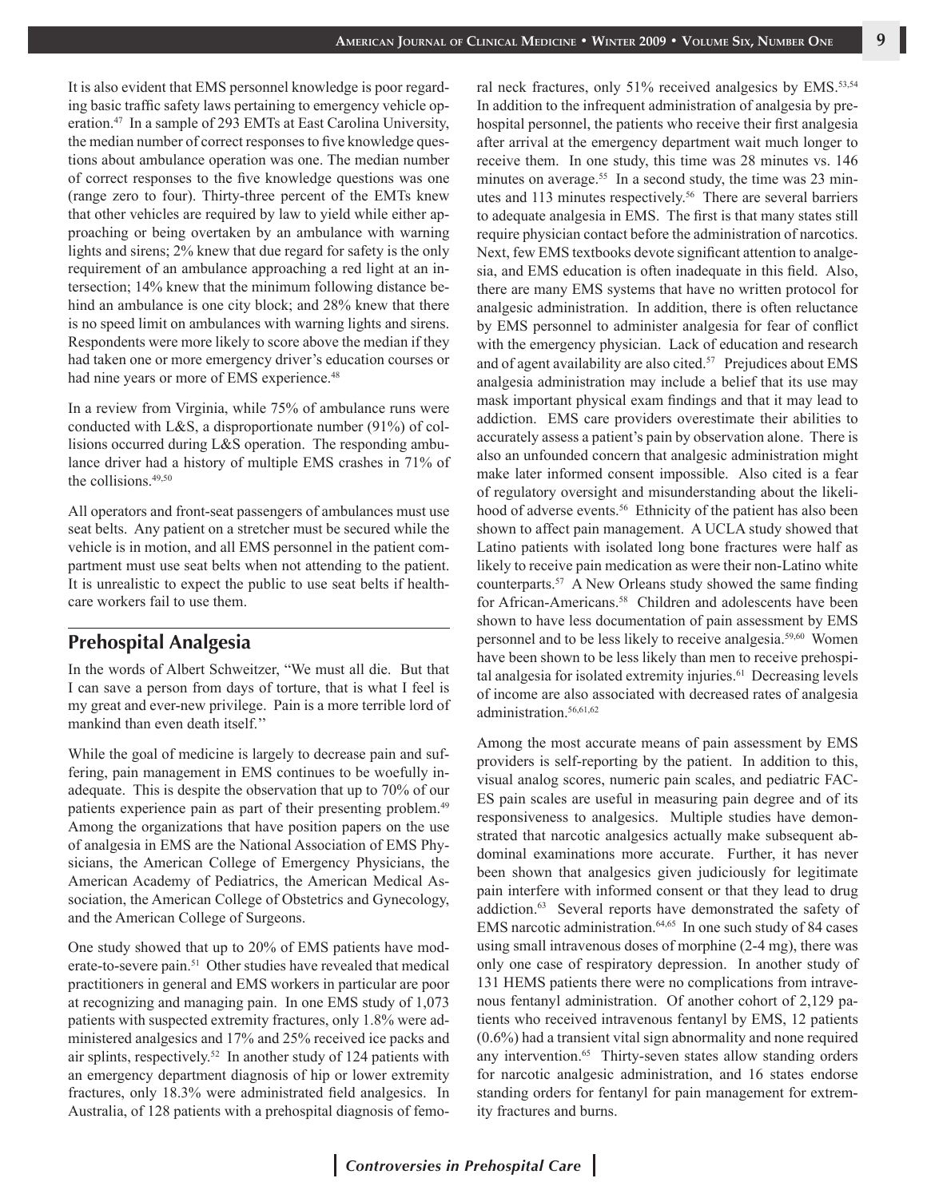It is also evident that EMS personnel knowledge is poor regarding basic traffic safety laws pertaining to emergency vehicle operation.[47] In a sample of 293 EMTs at East Carolina University, the median number of correct responses to five knowledge questions about ambulance operation was one. The median number of correct responses to the five knowledge questions was one (range zero to four). Thirty-three percent of the EMTs knew that other vehicles are required by law to yield while either approaching or being overtaken by an ambulance with warning lights and sirens; 2% knew that due regard for safety is the only requirement of an ambulance approaching a red light at an intersection; 14% knew that the minimum following distance behind an ambulance is one city block; and 28% knew that there is no speed limit on ambulances with warning lights and sirens. Respondents were more likely to score above the median if they had taken one or more emergency driver's education courses or had nine years or more of EMS experience.[48]

In a review from Virginia, while 75% of ambulance runs were conducted with L&S, a disproportionate number (91%) of collisions occurred during L&S operation. The responding ambulance driver had a history of multiple EMS crashes in 71% of the collisions.[49,50]

All operators and front-seat passengers of ambulances must use seat belts. Any patient on a stretcher must be secured while the vehicle is in motion, and all EMS personnel in the patient compartment must use seat belts when not attending to the patient. It is unrealistic to expect the public to use seat belts if healthcare workers fail to use them.

## Prehospital Analgesia

In the words of Albert Schweitzer, "We must all die. But that I can save a person from days of torture, that is what I feel is my great and ever-new privilege. Pain is a more terrible lord of mankind than even death itself."

While the goal of medicine is largely to decrease pain and suffering, pain management in EMS continues to be woefully inadequate. This is despite the observation that up to 70% of our patients experience pain as part of their presenting problem.[49] Among the organizations that have position papers on the use of analgesia in EMS are the National Association of EMS Physicians, the American College of Emergency Physicians, the American Academy of Pediatrics, the American Medical Association, the American College of Obstetrics and Gynecology, and the American College of Surgeons.

One study showed that up to 20% of EMS patients have moderate-to-severe pain.[51] Other studies have revealed that medical practitioners in general and EMS workers in particular are poor at recognizing and managing pain. In one EMS study of 1,073 patients with suspected extremity fractures, only 1.8% were administered analgesics and 17% and 25% received ice packs and air splints, respectively.[52] In another study of 124 patients with an emergency department diagnosis of hip or lower extremity fractures, only 18.3% were administrated field analgesics. In Australia, of 128 patients with a prehospital diagnosis of femoral neck fractures, only 51% received analgesics by EMS.[53,54] In addition to the infrequent administration of analgesia by prehospital personnel, the patients who receive their first analgesia after arrival at the emergency department wait much longer to receive them. In one study, this time was 28 minutes vs. 146 minutes on average.[55] In a second study, the time was 23 minutes and 113 minutes respectively.[56] There are several barriers to adequate analgesia in EMS. The first is that many states still require physician contact before the administration of narcotics. Next, few EMS textbooks devote significant attention to analgesia, and EMS education is often inadequate in this field. Also, there are many EMS systems that have no written protocol for analgesic administration. In addition, there is often reluctance by EMS personnel to administer analgesia for fear of conflict with the emergency physician. Lack of education and research and of agent availability are also cited.[57] Prejudices about EMS analgesia administration may include a belief that its use may mask important physical exam findings and that it may lead to addiction. EMS care providers overestimate their abilities to accurately assess a patient's pain by observation alone. There is also an unfounded concern that analgesic administration might make later informed consent impossible. Also cited is a fear of regulatory oversight and misunderstanding about the likelihood of adverse events.[56] Ethnicity of the patient has also been shown to affect pain management. A UCLA study showed that Latino patients with isolated long bone fractures were half as likely to receive pain medication as were their non-Latino white counterparts.[57] A New Orleans study showed the same finding for African-Americans.[58] Children and adolescents have been shown to have less documentation of pain assessment by EMS personnel and to be less likely to receive analgesia.[59,60] Women have been shown to be less likely than men to receive prehospital analgesia for isolated extremity injuries.[61] Decreasing levels of income are also associated with decreased rates of analgesia administration.[56,61,62]

Among the most accurate means of pain assessment by EMS providers is self-reporting by the patient. In addition to this, visual analog scores, numeric pain scales, and pediatric FACES pain scales are useful in measuring pain degree and of its responsiveness to analgesics. Multiple studies have demonstrated that narcotic analgesics actually make subsequent abdominal examinations more accurate. Further, it has never been shown that analgesics given judiciously for legitimate pain interfere with informed consent or that they lead to drug addiction.[63] Several reports have demonstrated the safety of EMS narcotic administration.[64,65] In one such study of 84 cases using small intravenous doses of morphine (2-4 mg), there was only one case of respiratory depression. In another study of 131 HEMS patients there were no complications from intravenous fentanyl administration. Of another cohort of 2,129 patients who received intravenous fentanyl by EMS, 12 patients (0.6%) had a transient vital sign abnormality and none required any intervention.[65] Thirty-seven states allow standing orders for narcotic analgesic administration, and 16 states endorse standing orders for fentanyl for pain management for extremity fractures and burns.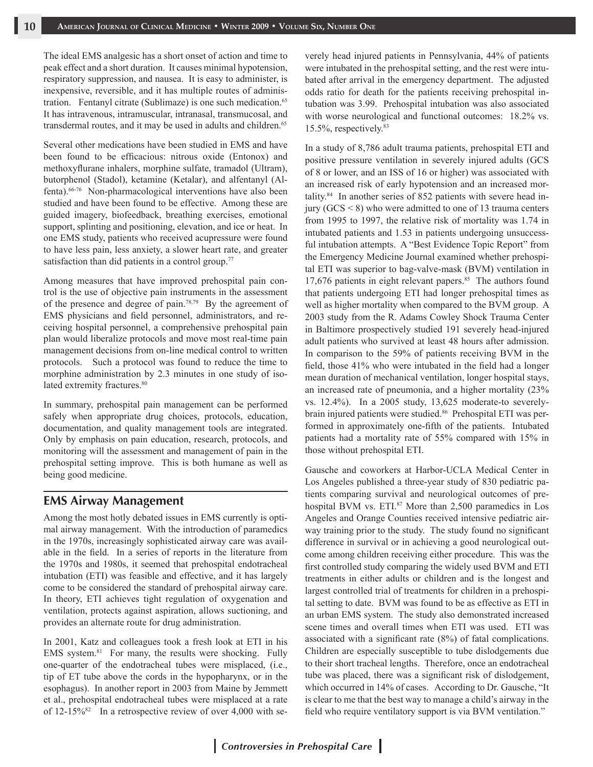The ideal EMS analgesic has a short onset of action and time to peak effect and a short duration. It causes minimal hypotension, respiratory suppression, and nausea. It is easy to administer, is inexpensive, reversible, and it has multiple routes of administration. Fentanyl citrate (Sublimaze) is one such medication.[65] It has intravenous, intramuscular, intranasal, transmucosal, and transdermal routes, and it may be used in adults and children.[65]

Several other medications have been studied in EMS and have been found to be efficacious: nitrous oxide (Entonox) and methoxyflurane inhalers, morphine sulfate, tramadol (Ultram), butorphenol (Stadol), ketamine (Ketalar), and alfentanyl (Alfenta).[66-76] Non-pharmacological interventions have also been studied and have been found to be effective. Among these are guided imagery, biofeedback, breathing exercises, emotional support, splinting and positioning, elevation, and ice or heat. In one EMS study, patients who received acupressure were found to have less pain, less anxiety, a slower heart rate, and greater satisfaction than did patients in a control group.[77]

Among measures that have improved prehospital pain control is the use of objective pain instruments in the assessment of the presence and degree of pain.[78,79] By the agreement of EMS physicians and field personnel, administrators, and receiving hospital personnel, a comprehensive prehospital pain plan would liberalize protocols and move most real-time pain management decisions from on-line medical control to written protocols. Such a protocol was found to reduce the time to morphine administration by 2.3 minutes in one study of isolated extremity fractures.[80]

In summary, prehospital pain management can be performed safely when appropriate drug choices, protocols, education, documentation, and quality management tools are integrated. Only by emphasis on pain education, research, protocols, and monitoring will the assessment and management of pain in the prehospital setting improve. This is both humane as well as being good medicine.

## EMS Airway Management

Among the most hotly debated issues in EMS currently is optimal airway management. With the introduction of paramedics in the 1970s, increasingly sophisticated airway care was available in the field. In a series of reports in the literature from the 1970s and 1980s, it seemed that prehospital endotracheal intubation (ETI) was feasible and effective, and it has largely come to be considered the standard of prehospital airway care. In theory, ETI achieves tight regulation of oxygenation and ventilation, protects against aspiration, allows suctioning, and provides an alternate route for drug administration.

In 2001, Katz and colleagues took a fresh look at ETI in his EMS system.[81] For many, the results were shocking. Fully one-quarter of the endotracheal tubes were misplaced, (i.e., tip of ET tube above the cords in the hypopharynx, or in the esophagus). In another report in 2003 from Maine by Jemmett et al., prehospital endotracheal tubes were misplaced at a rate of 12-15%[82] In a retrospective review of over 4,000 with severely head injured patients in Pennsylvania, 44% of patients were intubated in the prehospital setting, and the rest were intubated after arrival in the emergency department. The adjusted odds ratio for death for the patients receiving prehospital intubation was 3.99. Prehospital intubation was also associated with worse neurological and functional outcomes: 18.2% vs. 15.5%, respectively.[83]

In a study of 8,786 adult trauma patients, prehospital ETI and positive pressure ventilation in severely injured adults (GCS of 8 or lower, and an ISS of 16 or higher) was associated with an increased risk of early hypotension and an increased mortality.[84] In another series of 852 patients with severe head injury (GCS < 8) who were admitted to one of 13 trauma centers from 1995 to 1997, the relative risk of mortality was 1.74 in intubated patients and 1.53 in patients undergoing unsuccessful intubation attempts. A "Best Evidence Topic Report" from the Emergency Medicine Journal examined whether prehospital ETI was superior to bag-valve-mask (BVM) ventilation in 17,676 patients in eight relevant papers.[85] The authors found that patients undergoing ETI had longer prehospital times as well as higher mortality when compared to the BVM group. A 2003 study from the R. Adams Cowley Shock Trauma Center in Baltimore prospectively studied 191 severely head-injured adult patients who survived at least 48 hours after admission. In comparison to the 59% of patients receiving BVM in the field, those 41% who were intubated in the field had a longer mean duration of mechanical ventilation, longer hospital stays, an increased rate of pneumonia, and a higher mortality (23% vs. 12.4%). In a 2005 study, 13,625 moderate-to severely-brain injured patients were studied.[86] Prehospital ETI was performed in approximately one-fifth of the patients. Intubated patients had a mortality rate of 55% compared with 15% in those without prehospital ETI.

Gausche and coworkers at Harbor-UCLA Medical Center in Los Angeles published a three-year study of 830 pediatric patients comparing survival and neurological outcomes of prehospital BVM vs. ETI.[87] More than 2,500 paramedics in Los Angeles and Orange Counties received intensive pediatric airway training prior to the study. The study found no significant difference in survival or in achieving a good neurological outcome among children receiving either procedure. This was the first controlled study comparing the widely used BVM and ETI treatments in either adults or children and is the longest and largest controlled trial of treatments for children in a prehospital setting to date. BVM was found to be as effective as ETI in an urban EMS system. The study also demonstrated increased scene times and overall times when ETI was used. ETI was associated with a significant rate (8%) of fatal complications. Children are especially susceptible to tube dislodgements due to their short tracheal lengths. Therefore, once an endotracheal tube was placed, there was a significant risk of dislodgement, which occurred in 14% of cases. According to Dr. Gausche, "It is clear to me that the best way to manage a child's airway in the field who require ventilatory support is via BVM ventilation."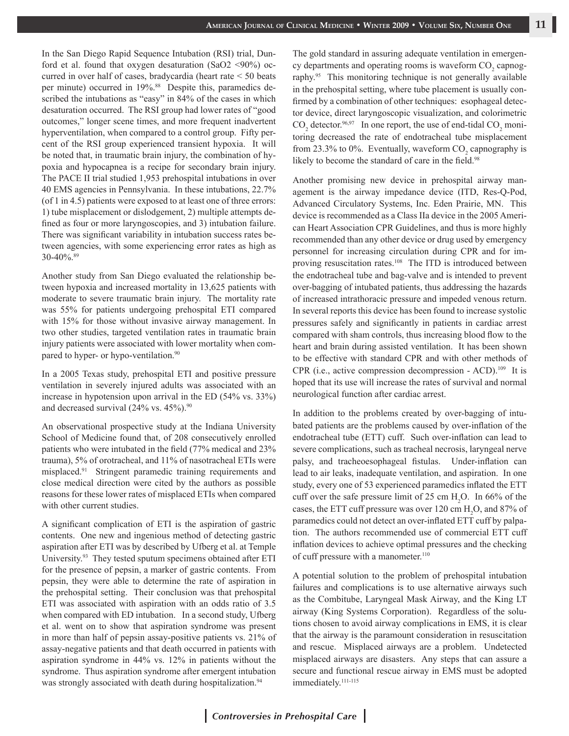In the San Diego Rapid Sequence Intubation (RSI) trial, Dunford et al. found that oxygen desaturation (SaO2 <90%) occurred in over half of cases, bradycardia (heart rate < 50 beats per minute) occurred in 19%.[88] Despite this, paramedics described the intubations as "easy" in 84% of the cases in which desaturation occurred. The RSI group had lower rates of "good outcomes," longer scene times, and more frequent inadvertent hyperventilation, when compared to a control group. Fifty percent of the RSI group experienced transient hypoxia. It will be noted that, in traumatic brain injury, the combination of hypoxia and hypocapnea is a recipe for secondary brain injury. The PACE II trial studied 1,953 prehospital intubations in over 40 EMS agencies in Pennsylvania. In these intubations, 22.7% (of 1 in 4.5) patients were exposed to at least one of three errors: 1) tube misplacement or dislodgement, 2) multiple attempts defined as four or more laryngoscopies, and 3) intubation failure. There was significant variability in intubation success rates between agencies, with some experiencing error rates as high as 30-40%.[89]

Another study from San Diego evaluated the relationship between hypoxia and increased mortality in 13,625 patients with moderate to severe traumatic brain injury. The mortality rate was 55% for patients undergoing prehospital ETI compared with 15% for those without invasive airway management. In two other studies, targeted ventilation rates in traumatic brain injury patients were associated with lower mortality when compared to hyper- or hypo-ventilation.[90]

In a 2005 Texas study, prehospital ETI and positive pressure ventilation in severely injured adults was associated with an increase in hypotension upon arrival in the ED (54% vs. 33%) and decreased survival (24% vs. 45%).[90]

An observational prospective study at the Indiana University School of Medicine found that, of 208 consecutively enrolled patients who were intubated in the field (77% medical and 23% trauma), 5% of orotracheal, and 11% of nasotracheal ETIs were misplaced.[91] Stringent paramedic training requirements and close medical direction were cited by the authors as possible reasons for these lower rates of misplaced ETIs when compared with other current studies.

A significant complication of ETI is the aspiration of gastric contents. One new and ingenious method of detecting gastric aspiration after ETI was by described by Ufberg et al. at Temple University.[93] They tested sputum specimens obtained after ETI for the presence of pepsin, a marker of gastric contents. From pepsin, they were able to determine the rate of aspiration in the prehospital setting. Their conclusion was that prehospital ETI was associated with aspiration with an odds ratio of 3.5 when compared with ED intubation. In a second study, Ufberg et al. went on to show that aspiration syndrome was present in more than half of pepsin assay-positive patients vs. 21% of assay-negative patients and that death occurred in patients with aspiration syndrome in 44% vs. 12% in patients without the syndrome. Thus aspiration syndrome after emergent intubation was strongly associated with death during hospitalization.[94]

The gold standard in assuring adequate ventilation in emergency departments and operating rooms is waveform $CO_2$ capnography.[95] This monitoring technique is not generally available in the prehospital setting, where tube placement is usually confirmed by a combination of other techniques: esophageal detector device, direct laryngoscopic visualization, and colorimetric $CO_2$ detector.[96,97] In one report, the use of end-tidal $CO_2$ monitoring decreased the rate of endotracheal tube misplacement from 23.3% to 0%. Eventually, waveform $CO_2$ capnography is likely to become the standard of care in the field.[98]

Another promising new device in prehospital airway management is the airway impedance device (ITD, Res-Q-Pod, Advanced Circulatory Systems, Inc. Eden Prairie, MN. This device is recommended as a Class IIa device in the 2005 American Heart Association CPR Guidelines, and thus is more highly recommended than any other device or drug used by emergency personnel for increasing circulation during CPR and for improving resuscitation rates.[108] The ITD is introduced between the endotracheal tube and bag-valve and is intended to prevent over-bagging of intubated patients, thus addressing the hazards of increased intrathoracic pressure and impeded venous return. In several reports this device has been found to increase systolic pressures safely and significantly in patients in cardiac arrest compared with sham controls, thus increasing blood flow to the heart and brain during assisted ventilation. It has been shown to be effective with standard CPR and with other methods of CPR (i.e., active compression decompression - ACD).[109] It is hoped that its use will increase the rates of survival and normal neurological function after cardiac arrest.

In addition to the problems created by over-bagging of intubated patients are the problems caused by over-inflation of the endotracheal tube (ETT) cuff. Such over-inflation can lead to severe complications, such as tracheal necrosis, laryngeal nerve palsy, and tracheoesophageal fistulas. Under-inflation can lead to air leaks, inadequate ventilation, and aspiration. In one study, every one of 53 experienced paramedics inflated the ETT cuff over the safe pressure limit of 25 cm $H_2O$. In 66% of the cases, the ETT cuff pressure was over 120 cm $H_2O$, and 87% of paramedics could not detect an over-inflated ETT cuff by palpation. The authors recommended use of commercial ETT cuff inflation devices to achieve optimal pressures and the checking of cuff pressure with a manometer.[110]

A potential solution to the problem of prehospital intubation failures and complications is to use alternative airways such as the Combitube, Laryngeal Mask Airway, and the King LT airway (King Systems Corporation). Regardless of the solutions chosen to avoid airway complications in EMS, it is clear that the airway is the paramount consideration in resuscitation and rescue. Misplaced airways are a problem. Undetected misplaced airways are disasters. Any steps that can assure a secure and functional rescue airway in EMS must be adopted immediately.[111-115]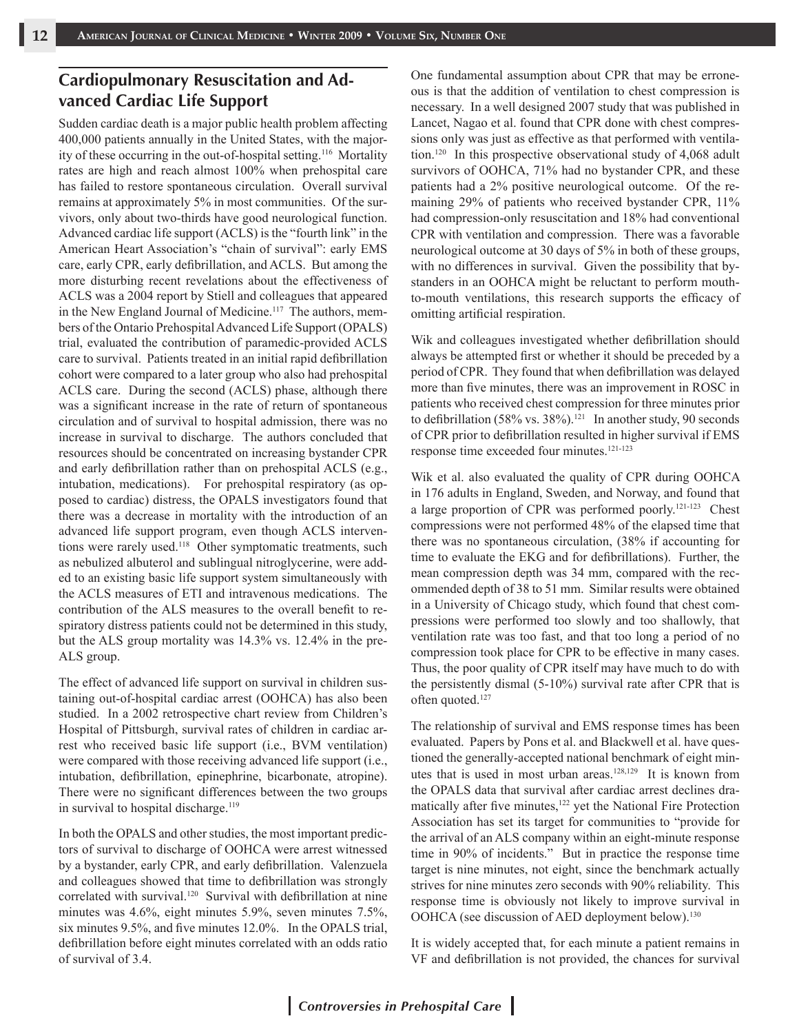## Cardiopulmonary Resuscitation and Advanced Cardiac Life Support

Sudden cardiac death is a major public health problem affecting 400,000 patients annually in the United States, with the majority of these occurring in the out-of-hospital setting.[116] Mortality rates are high and reach almost 100% when prehospital care has failed to restore spontaneous circulation. Overall survival remains at approximately 5% in most communities. Of the survivors, only about two-thirds have good neurological function. Advanced cardiac life support (ACLS) is the "fourth link" in the American Heart Association's "chain of survival": early EMS care, early CPR, early defibrillation, and ACLS. But among the more disturbing recent revelations about the effectiveness of ACLS was a 2004 report by Stiell and colleagues that appeared in the New England Journal of Medicine.[117] The authors, members of the Ontario Prehospital Advanced Life Support (OPALS) trial, evaluated the contribution of paramedic-provided ACLS care to survival. Patients treated in an initial rapid defibrillation cohort were compared to a later group who also had prehospital ACLS care. During the second (ACLS) phase, although there was a significant increase in the rate of return of spontaneous circulation and of survival to hospital admission, there was no increase in survival to discharge. The authors concluded that resources should be concentrated on increasing bystander CPR and early defibrillation rather than on prehospital ACLS (e.g., intubation, medications). For prehospital respiratory (as opposed to cardiac) distress, the OPALS investigators found that there was a decrease in mortality with the introduction of an advanced life support program, even though ACLS interventions were rarely used.[118] Other symptomatic treatments, such as nebulized albuterol and sublingual nitroglycerine, were added to an existing basic life support system simultaneously with the ACLS measures of ETI and intravenous medications. The contribution of the ALS measures to the overall benefit to respiratory distress patients could not be determined in this study, but the ALS group mortality was 14.3% vs. 12.4% in the pre-ALS group.

The effect of advanced life support on survival in children sustaining out-of-hospital cardiac arrest (OOHCA) has also been studied. In a 2002 retrospective chart review from Children's Hospital of Pittsburgh, survival rates of children in cardiac arrest who received basic life support (i.e., BVM ventilation) were compared with those receiving advanced life support (i.e., intubation, defibrillation, epinephrine, bicarbonate, atropine). There were no significant differences between the two groups in survival to hospital discharge.[119]

In both the OPALS and other studies, the most important predictors of survival to discharge of OOHCA were arrest witnessed by a bystander, early CPR, and early defibrillation. Valenzuela and colleagues showed that time to defibrillation was strongly correlated with survival.[120] Survival with defibrillation at nine minutes was 4.6%, eight minutes 5.9%, seven minutes 7.5%, six minutes 9.5%, and five minutes 12.0%. In the OPALS trial, defibrillation before eight minutes correlated with an odds ratio of survival of 3.4.

One fundamental assumption about CPR that may be erroneous is that the addition of ventilation to chest compression is necessary. In a well designed 2007 study that was published in Lancet, Nagao et al. found that CPR done with chest compressions only was just as effective as that performed with ventilation.[120] In this prospective observational study of 4,068 adult survivors of OOHCA, 71% had no bystander CPR, and these patients had a 2% positive neurological outcome. Of the remaining 29% of patients who received bystander CPR, 11% had compression-only resuscitation and 18% had conventional CPR with ventilation and compression. There was a favorable neurological outcome at 30 days of 5% in both of these groups, with no differences in survival. Given the possibility that bystanders in an OOHCA might be reluctant to perform mouth-to-mouth ventilations, this research supports the efficacy of omitting artificial respiration.

Wik and colleagues investigated whether defibrillation should always be attempted first or whether it should be preceded by a period of CPR. They found that when defibrillation was delayed more than five minutes, there was an improvement in ROSC in patients who received chest compression for three minutes prior to defibrillation (58% vs. 38%).[121] In another study, 90 seconds of CPR prior to defibrillation resulted in higher survival if EMS response time exceeded four minutes.[121-123]

Wik et al. also evaluated the quality of CPR during OOHCA in 176 adults in England, Sweden, and Norway, and found that a large proportion of CPR was performed poorly.[121-123] Chest compressions were not performed 48% of the elapsed time that there was no spontaneous circulation, (38% if accounting for time to evaluate the EKG and for defibrillations). Further, the mean compression depth was 34 mm, compared with the recommended depth of 38 to 51 mm. Similar results were obtained in a University of Chicago study, which found that chest compressions were performed too slowly and too shallowly, that ventilation rate was too fast, and that too long a period of no compression took place for CPR to be effective in many cases. Thus, the poor quality of CPR itself may have much to do with the persistently dismal (5-10%) survival rate after CPR that is often quoted.[127]

The relationship of survival and EMS response times has been evaluated. Papers by Pons et al. and Blackwell et al. have questioned the generally-accepted national benchmark of eight minutes that is used in most urban areas.[128,129] It is known from the OPALS data that survival after cardiac arrest declines dramatically after five minutes,[122] yet the National Fire Protection Association has set its target for communities to "provide for the arrival of an ALS company within an eight-minute response time in 90% of incidents." But in practice the response time target is nine minutes, not eight, since the benchmark actually strives for nine minutes zero seconds with 90% reliability. This response time is obviously not likely to improve survival in OOHCA (see discussion of AED deployment below).[130]

It is widely accepted that, for each minute a patient remains in VF and defibrillation is not provided, the chances for survival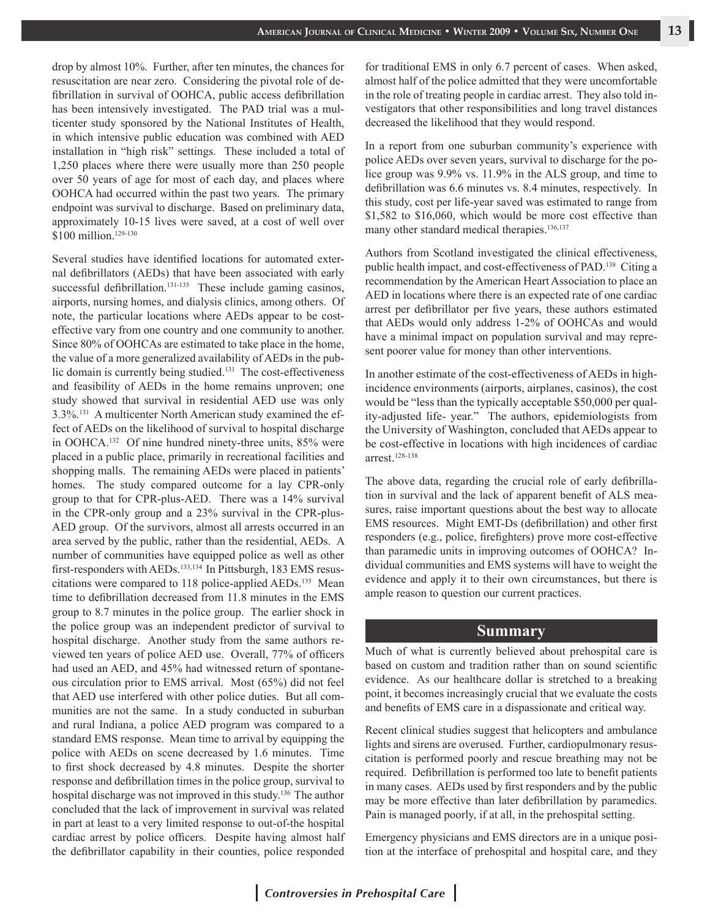drop by almost 10%. Further, after ten minutes, the chances for resuscitation are near zero. Considering the pivotal role of defibrillation in survival of OOHCA, public access defibrillation has been intensively investigated. The PAD trial was a multicenter study sponsored by the National Institutes of Health, in which intensive public education was combined with AED installation in "high risk" settings. These included a total of 1,250 places where there were usually more than 250 people over 50 years of age for most of each day, and places where OOHCA had occurred within the past two years. The primary endpoint was survival to discharge. Based on preliminary data, approximately 10-15 lives were saved, at a cost of well over $100 million.[129-130]

Several studies have identified locations for automated external defibrillators (AEDs) that have been associated with early successful defibrillation.[131-135] These include gaming casinos, airports, nursing homes, and dialysis clinics, among others. Of note, the particular locations where AEDs appear to be cost-effective vary from one country and one community to another. Since 80% of OOHCAs are estimated to take place in the home, the value of a more generalized availability of AEDs in the public domain is currently being studied.[131] The cost-effectiveness and feasibility of AEDs in the home remains unproven; one study showed that survival in residential AED use was only 3.3%.[131] A multicenter North American study examined the effect of AEDs on the likelihood of survival to hospital discharge in OOHCA.[132] Of nine hundred ninety-three units, 85% were placed in a public place, primarily in recreational facilities and shopping malls. The remaining AEDs were placed in patients' homes. The study compared outcome for a lay CPR-only group to that for CPR-plus-AED. There was a 14% survival in the CPR-only group and a 23% survival in the CPR-plus-AED group. Of the survivors, almost all arrests occurred in an area served by the public, rather than the residential, AEDs. A number of communities have equipped police as well as other first-responders with AEDs.[133,134] In Pittsburgh, 183 EMS resuscitations were compared to 118 police-applied AEDs.[135] Mean time to defibrillation decreased from 11.8 minutes in the EMS group to 8.7 minutes in the police group. The earlier shock in the police group was an independent predictor of survival to hospital discharge. Another study from the same authors reviewed ten years of police AED use. Overall, 77% of officers had used an AED, and 45% had witnessed return of spontaneous circulation prior to EMS arrival. Most (65%) did not feel that AED use interfered with other police duties. But all communities are not the same. In a study conducted in suburban and rural Indiana, a police AED program was compared to a standard EMS response. Mean time to arrival by equipping the police with AEDs on scene decreased by 1.6 minutes. Time to first shock decreased by 4.8 minutes. Despite the shorter response and defibrillation times in the police group, survival to hospital discharge was not improved in this study.[136] The author concluded that the lack of improvement in survival was related in part at least to a very limited response to out-of-the hospital cardiac arrest by police officers. Despite having almost half the defibrillator capability in their counties, police responded for traditional EMS in only 6.7 percent of cases. When asked, almost half of the police admitted that they were uncomfortable in the role of treating people in cardiac arrest. They also told investigators that other responsibilities and long travel distances decreased the likelihood that they would respond.

In a report from one suburban community's experience with police AEDs over seven years, survival to discharge for the police group was 9.9% vs. 11.9% in the ALS group, and time to defibrillation was 6.6 minutes vs. 8.4 minutes, respectively. In this study, cost per life-year saved was estimated to range from $1,582 to $16,060, which would be more cost effective than many other standard medical therapies.[136,137]

Authors from Scotland investigated the clinical effectiveness, public health impact, and cost-effectiveness of PAD.[138] Citing a recommendation by the American Heart Association to place an AED in locations where there is an expected rate of one cardiac arrest per defibrillator per five years, these authors estimated that AEDs would only address 1-2% of OOHCAs and would have a minimal impact on population survival and may represent poorer value for money than other interventions.

In another estimate of the cost-effectiveness of AEDs in high-incidence environments (airports, airplanes, casinos), the cost would be "less than the typically acceptable $50,000 per quality-adjusted life- year." The authors, epidemiologists from the University of Washington, concluded that AEDs appear to be cost-effective in locations with high incidences of cardiac arrest.[128-138]

The above data, regarding the crucial role of early defibrillation in survival and the lack of apparent benefit of ALS measures, raise important questions about the best way to allocate EMS resources. Might EMT-Ds (defibrillation) and other first responders (e.g., police, firefighters) prove more cost-effective than paramedic units in improving outcomes of OOHCA? Individual communities and EMS systems will have to weight the evidence and apply it to their own circumstances, but there is ample reason to question our current practices.

## Summary

Much of what is currently believed about prehospital care is based on custom and tradition rather than on sound scientific evidence. As our healthcare dollar is stretched to a breaking point, it becomes increasingly crucial that we evaluate the costs and benefits of EMS care in a dispassionate and critical way.

Recent clinical studies suggest that helicopters and ambulance lights and sirens are overused. Further, cardiopulmonary resuscitation is performed poorly and rescue breathing may not be required. Defibrillation is performed too late to benefit patients in many cases. AEDs used by first responders and by the public may be more effective than later defibrillation by paramedics. Pain is managed poorly, if at all, in the prehospital setting.

Emergency physicians and EMS directors are in a unique position at the interface of prehospital and hospital care, and they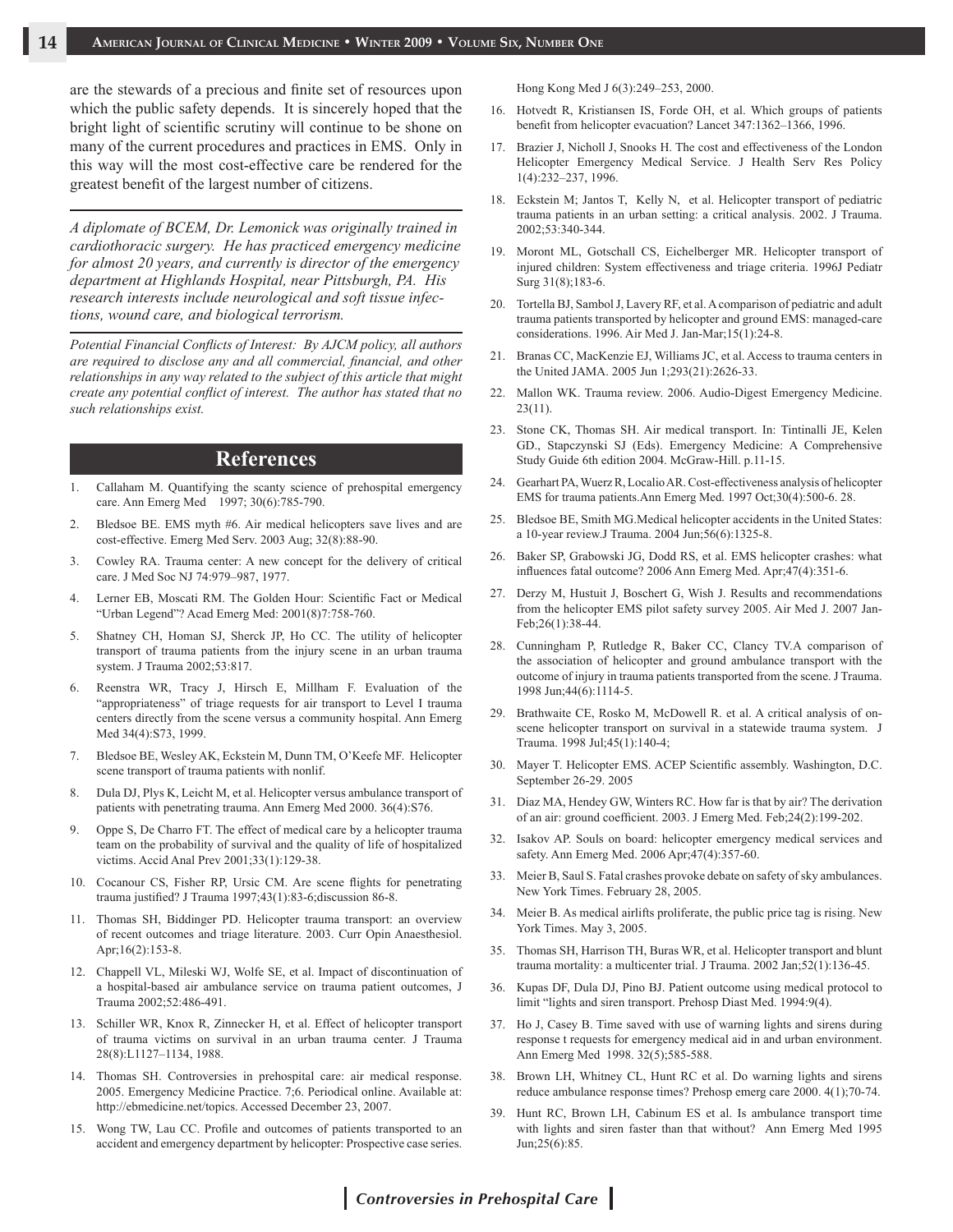are the stewards of a precious and finite set of resources upon which the public safety depends. It is sincerely hoped that the bright light of scientific scrutiny will continue to be shone on many of the current procedures and practices in EMS. Only in this way will the most cost-effective care be rendered for the greatest benefit of the largest number of citizens.

---

*A diplomate of BCEM, Dr. Lemonick was originally trained in cardiothoracic surgery. He has practiced emergency medicine for almost 20 years, and currently is director of the emergency department at Highlands Hospital, near Pittsburgh, PA. His research interests include neurological and soft tissue infections, wound care, and biological terrorism.*

---

*Potential Financial Conflicts of Interest: By AJCM policy, all authors are required to disclose any and all commercial, financial, and other relationships in any way related to the subject of this article that might create any potential conflict of interest. The author has stated that no such relationships exist.*

## References

1. Callaham M. Quantifying the scanty science of prehospital emergency care. Ann Emerg Med 1997; 30(6):785-790.
2. Bledsoe BE. EMS myth #6. Air medical helicopters save lives and are cost-effective. Emerg Med Serv. 2003 Aug; 32(8):88-90.
3. Cowley RA. Trauma center: A new concept for the delivery of critical care. J Med Soc NJ 74:979–987, 1977.
4. Lerner EB, Moscati RM. The Golden Hour: Scientific Fact or Medical "Urban Legend"? Acad Emerg Med: 2001(8)7:758-760.
5. Shatney CH, Homan SJ, Sherck JP, Ho CC. The utility of helicopter transport of trauma patients from the injury scene in an urban trauma system. J Trauma 2002;53:817.
6. Reenstra WR, Tracy J, Hirsch E, Millham F. Evaluation of the "appropriateness" of triage requests for air transport to Level I trauma centers directly from the scene versus a community hospital. Ann Emerg Med 34(4):S73, 1999.
7. Bledsoe BE, Wesley AK, Eckstein M, Dunn TM, O'Keefe MF. Helicopter scene transport of trauma patients with nonlif.
8. Dula DJ, Plys K, Leicht M, et al. Helicopter versus ambulance transport of patients with penetrating trauma. Ann Emerg Med 2000. 36(4):S76.
9. Oppe S, De Charro FT. The effect of medical care by a helicopter trauma team on the probability of survival and the quality of life of hospitalized victims. Accid Anal Prev 2001;33(1):129-38.
10. Cocanour CS, Fisher RP, Ursic CM. Are scene flights for penetrating trauma justified? J Trauma 1997;43(1):83-6;discussion 86-8.
11. Thomas SH, Biddinger PD. Helicopter trauma transport: an overview of recent outcomes and triage literature. 2003. Curr Opin Anaesthesiol. Apr;16(2):153-8.
12. Chappell VL, Mileski WJ, Wolfe SE, et al. Impact of discontinuation of a hospital-based air ambulance service on trauma patient outcomes, J Trauma 2002;52:486-491.
13. Schiller WR, Knox R, Zinnecker H, et al. Effect of helicopter transport of trauma victims on survival in an urban trauma center. J Trauma 28(8):L1127–1134, 1988.
14. Thomas SH. Controversies in prehospital care: air medical response. 2005. Emergency Medicine Practice. 7;6. Periodical online. Available at: http://ebmedicine.net/topics. Accessed December 23, 2007.
15. Wong TW, Lau CC. Profile and outcomes of patients transported to an accident and emergency department by helicopter: Prospective case series. Hong Kong Med J 6(3):249–253, 2000.
16. Hotvedt R, Kristiansen IS, Forde OH, et al. Which groups of patients benefit from helicopter evacuation? Lancet 347:1362–1366, 1996.
17. Brazier J, Nicholl J, Snooks H. The cost and effectiveness of the London Helicopter Emergency Medical Service. J Health Serv Res Policy 1(4):232–237, 1996.
18. Eckstein M; Jantos T, Kelly N, et al. Helicopter transport of pediatric trauma patients in an urban setting: a critical analysis. 2002. J Trauma. 2002;53:340-344.
19. Moront ML, Gotschall CS, Eichelberger MR. Helicopter transport of injured children: System effectiveness and triage criteria. 1996J Pediatr Surg 31(8);183-6.
20. Tortella BJ, Sambol J, Lavery RF, et al. A comparison of pediatric and adult trauma patients transported by helicopter and ground EMS: managed-care considerations. 1996. Air Med J. Jan-Mar;15(1):24-8.
21. Branas CC, MacKenzie EJ, Williams JC, et al. Access to trauma centers in the United JAMA. 2005 Jun 1;293(21):2626-33.
22. Mallon WK. Trauma review. 2006. Audio-Digest Emergency Medicine. 23(11).
23. Stone CK, Thomas SH. Air medical transport. In: Tintinalli JE, Kelen GD., Stapczynski SJ (Eds). Emergency Medicine: A Comprehensive Study Guide 6th edition 2004. McGraw-Hill. p.11-15.
24. Gearhart PA, Wuerz R, Localio AR. Cost-effectiveness analysis of helicopter EMS for trauma patients.Ann Emerg Med. 1997 Oct;30(4):500-6. 28.
25. Bledsoe BE, Smith MG.Medical helicopter accidents in the United States: a 10-year review.J Trauma. 2004 Jun;56(6):1325-8.
26. Baker SP, Grabowski JG, Dodd RS, et al. EMS helicopter crashes: what influences fatal outcome? 2006 Ann Emerg Med. Apr;47(4):351-6.
27. Derzy M, Hustuit J, Boschert G, Wish J. Results and recommendations from the helicopter EMS pilot safety survey 2005. Air Med J. 2007 Jan-Feb;26(1):38-44.
28. Cunningham P, Rutledge R, Baker CC, Clancy TV.A comparison of the association of helicopter and ground ambulance transport with the outcome of injury in trauma patients transported from the scene. J Trauma. 1998 Jun;44(6):1114-5.
29. Brathwaite CE, Rosko M, McDowell R. et al. A critical analysis of on-scene helicopter transport on survival in a statewide trauma system. J Trauma. 1998 Jul;45(1):140-4;
30. Mayer T. Helicopter EMS. ACEP Scientific assembly. Washington, D.C. September 26-29. 2005
31. Diaz MA, Hendey GW, Winters RC. How far is that by air? The derivation of an air: ground coefficient. 2003. J Emerg Med. Feb;24(2):199-202.
32. Isakov AP. Souls on board: helicopter emergency medical services and safety. Ann Emerg Med. 2006 Apr;47(4):357-60.
33. Meier B, Saul S. Fatal crashes provoke debate on safety of sky ambulances. New York Times. February 28, 2005.
34. Meier B. As medical airlifts proliferate, the public price tag is rising. New York Times. May 3, 2005.
35. Thomas SH, Harrison TH, Buras WR, et al. Helicopter transport and blunt trauma mortality: a multicenter trial. J Trauma. 2002 Jan;52(1):136-45.
36. Kupas DF, Dula DJ, Pino BJ. Patient outcome using medical protocol to limit "lights and siren transport. Prehosp Diast Med. 1994:9(4).
37. Ho J, Casey B. Time saved with use of warning lights and sirens during response t requests for emergency medical aid in and urban environment. Ann Emerg Med 1998. 32(5);585-588.
38. Brown LH, Whitney CL, Hunt RC et al. Do warning lights and sirens reduce ambulance response times? Prehosp emerg care 2000. 4(1);70-74.
39. Hunt RC, Brown LH, Cabinum ES et al. Is ambulance transport time with lights and siren faster than that without? Ann Emerg Med 1995 Jun;25(6):85.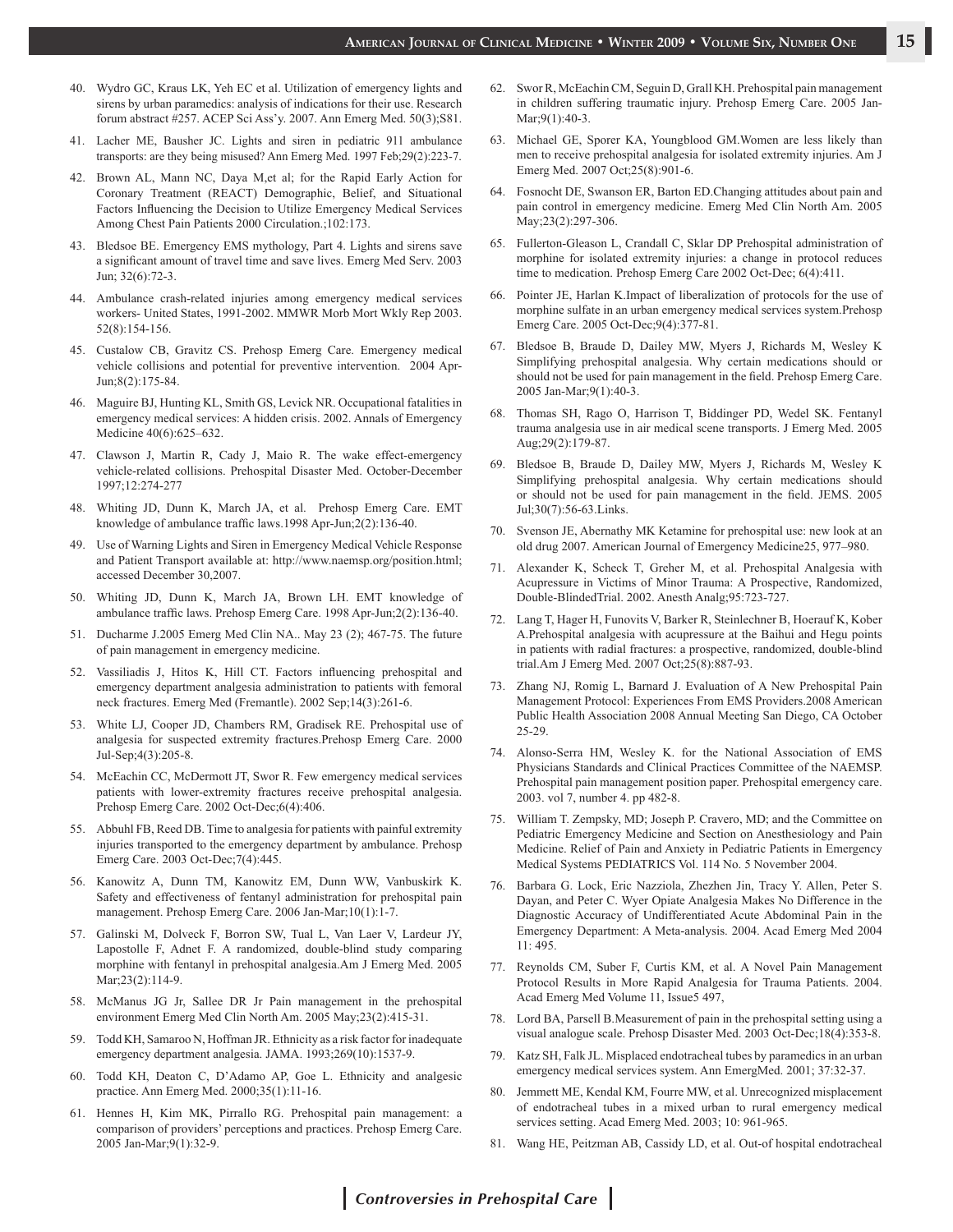40. Wydro GC, Kraus LK, Yeh EC et al. Utilization of emergency lights and sirens by urban paramedics: analysis of indications for their use. Research forum abstract #257. ACEP Sci Ass'y. 2007. Ann Emerg Med. 50(3);S81.
41. Lacher ME, Bausher JC. Lights and siren in pediatric 911 ambulance transports: are they being misused? Ann Emerg Med. 1997 Feb;29(2):223-7.
42. Brown AL, Mann NC, Daya M,et al; for the Rapid Early Action for Coronary Treatment (REACT) Demographic, Belief, and Situational Factors Influencing the Decision to Utilize Emergency Medical Services Among Chest Pain Patients 2000 Circulation.;102:173.
43. Bledsoe BE. Emergency EMS mythology, Part 4. Lights and sirens save a significant amount of travel time and save lives. Emerg Med Serv. 2003 Jun; 32(6):72-3.
44. Ambulance crash-related injuries among emergency medical services workers- United States, 1991-2002. MMWR Morb Mort Wkly Rep 2003. 52(8):154-156.
45. Custalow CB, Gravitz CS. Prehosp Emerg Care. Emergency medical vehicle collisions and potential for preventive intervention. 2004 Apr-Jun;8(2):175-84.
46. Maguire BJ, Hunting KL, Smith GS, Levick NR. Occupational fatalities in emergency medical services: A hidden crisis. 2002. Annals of Emergency Medicine 40(6):625–632.
47. Clawson J, Martin R, Cady J, Maio R. The wake effect-emergency vehicle-related collisions. Prehospital Disaster Med. October-December 1997;12:274-277
48. Whiting JD, Dunn K, March JA, et al. Prehosp Emerg Care. EMT knowledge of ambulance traffic laws.1998 Apr-Jun;2(2):136-40.
49. Use of Warning Lights and Siren in Emergency Medical Vehicle Response and Patient Transport available at: http://www.naemsp.org/position.html; accessed December 30,2007.
50. Whiting JD, Dunn K, March JA, Brown LH. EMT knowledge of ambulance traffic laws. Prehosp Emerg Care. 1998 Apr-Jun;2(2):136-40.
51. Ducharme J.2005 Emerg Med Clin NA.. May 23 (2); 467-75. The future of pain management in emergency medicine.
52. Vassiliadis J, Hitos K, Hill CT. Factors influencing prehospital and emergency department analgesia administration to patients with femoral neck fractures. Emerg Med (Fremantle). 2002 Sep;14(3):261-6.
53. White LJ, Cooper JD, Chambers RM, Gradisek RE. Prehospital use of analgesia for suspected extremity fractures.Prehosp Emerg Care. 2000 Jul-Sep;4(3):205-8.
54. McEachin CC, McDermott JT, Swor R. Few emergency medical services patients with lower-extremity fractures receive prehospital analgesia. Prehosp Emerg Care. 2002 Oct-Dec;6(4):406.
55. Abbuhl FB, Reed DB. Time to analgesia for patients with painful extremity injuries transported to the emergency department by ambulance. Prehosp Emerg Care. 2003 Oct-Dec;7(4):445.
56. Kanowitz A, Dunn TM, Kanowitz EM, Dunn WW, Vanbuskirk K. Safety and effectiveness of fentanyl administration for prehospital pain management. Prehosp Emerg Care. 2006 Jan-Mar;10(1):1-7.
57. Galinski M, Dolveck F, Borron SW, Tual L, Van Laer V, Lardeur JY, Lapostolle F, Adnet F. A randomized, double-blind study comparing morphine with fentanyl in prehospital analgesia.Am J Emerg Med. 2005 Mar;23(2):114-9.
58. McManus JG Jr, Sallee DR Jr Pain management in the prehospital environment Emerg Med Clin North Am. 2005 May;23(2):415-31.
59. Todd KH, Samaroo N, Hoffman JR. Ethnicity as a risk factor for inadequate emergency department analgesia. JAMA. 1993;269(10):1537-9.
60. Todd KH, Deaton C, D'Adamo AP, Goe L. Ethnicity and analgesic practice. Ann Emerg Med. 2000;35(1):11-16.
61. Hennes H, Kim MK, Pirrallo RG. Prehospital pain management: a comparison of providers' perceptions and practices. Prehosp Emerg Care. 2005 Jan-Mar;9(1):32-9.
62. Swor R, McEachin CM, Seguin D, Grall KH. Prehospital pain management in children suffering traumatic injury. Prehosp Emerg Care. 2005 Jan-Mar;9(1):40-3.
63. Michael GE, Sporer KA, Youngblood GM.Women are less likely than men to receive prehospital analgesia for isolated extremity injuries. Am J Emerg Med. 2007 Oct;25(8):901-6.
64. Fosnocht DE, Swanson ER, Barton ED.Changing attitudes about pain and pain control in emergency medicine. Emerg Med Clin North Am. 2005 May;23(2):297-306.
65. Fullerton-Gleason L, Crandall C, Sklar DP Prehospital administration of morphine for isolated extremity injuries: a change in protocol reduces time to medication. Prehosp Emerg Care 2002 Oct-Dec; 6(4):411.
66. Pointer JE, Harlan K.Impact of liberalization of protocols for the use of morphine sulfate in an urban emergency medical services system.Prehosp Emerg Care. 2005 Oct-Dec;9(4):377-81.
67. Bledsoe B, Braude D, Dailey MW, Myers J, Richards M, Wesley K Simplifying prehospital analgesia. Why certain medications should or should not be used for pain management in the field. Prehosp Emerg Care. 2005 Jan-Mar;9(1):40-3.
68. Thomas SH, Rago O, Harrison T, Biddinger PD, Wedel SK. Fentanyl trauma analgesia use in air medical scene transports. J Emerg Med. 2005 Aug;29(2):179-87.
69. Bledsoe B, Braude D, Dailey MW, Myers J, Richards M, Wesley K Simplifying prehospital analgesia. Why certain medications should or should not be used for pain management in the field. JEMS. 2005 Jul;30(7):56-63.Links.
70. Svenson JE, Abernathy MK Ketamine for prehospital use: new look at an old drug 2007. American Journal of Emergency Medicine25, 977–980.
71. Alexander K, Scheck T, Greher M, et al. Prehospital Analgesia with Acupressure in Victims of Minor Trauma: A Prospective, Randomized, Double-BlindedTrial. 2002. Anesth Analg;95:723-727.
72. Lang T, Hager H, Funovits V, Barker R, Steinlechner B, Hoerauf K, Kober A.Prehospital analgesia with acupressure at the Baihui and Hegu points in patients with radial fractures: a prospective, randomized, double-blind trial.Am J Emerg Med. 2007 Oct;25(8):887-93.
73. Zhang NJ, Romig L, Barnard J. Evaluation of A New Prehospital Pain Management Protocol: Experiences From EMS Providers.2008 American Public Health Association 2008 Annual Meeting San Diego, CA October 25-29.
74. Alonso-Serra HM, Wesley K. for the National Association of EMS Physicians Standards and Clinical Practices Committee of the NAEMSP. Prehospital pain management position paper. Prehospital emergency care. 2003. vol 7, number 4. pp 482-8.
75. William T. Zempsky, MD; Joseph P. Cravero, MD; and the Committee on Pediatric Emergency Medicine and Section on Anesthesiology and Pain Medicine. Relief of Pain and Anxiety in Pediatric Patients in Emergency Medical Systems PEDIATRICS Vol. 114 No. 5 November 2004.
76. Barbara G. Lock, Eric Nazziola, Zhezhen Jin, Tracy Y. Allen, Peter S. Dayan, and Peter C. Wyer Opiate Analgesia Makes No Difference in the Diagnostic Accuracy of Undifferentiated Acute Abdominal Pain in the Emergency Department: A Meta-analysis. 2004. Acad Emerg Med 2004 11: 495.
77. Reynolds CM, Suber F, Curtis KM, et al. A Novel Pain Management Protocol Results in More Rapid Analgesia for Trauma Patients. 2004. Acad Emerg Med Volume 11, Issue5 497,
78. Lord BA, Parsell B.Measurement of pain in the prehospital setting using a visual analogue scale. Prehosp Disaster Med. 2003 Oct-Dec;18(4):353-8.
79. Katz SH, Falk JL. Misplaced endotracheal tubes by paramedics in an urban emergency medical services system. Ann EmergMed. 2001; 37:32-37.
80. Jemmett ME, Kendal KM, Fourre MW, et al. Unrecognized misplacement of endotracheal tubes in a mixed urban to rural emergency medical services setting. Acad Emerg Med. 2003; 10: 961-965.
81. Wang HE, Peitzman AB, Cassidy LD, et al. Out-of hospital endotracheal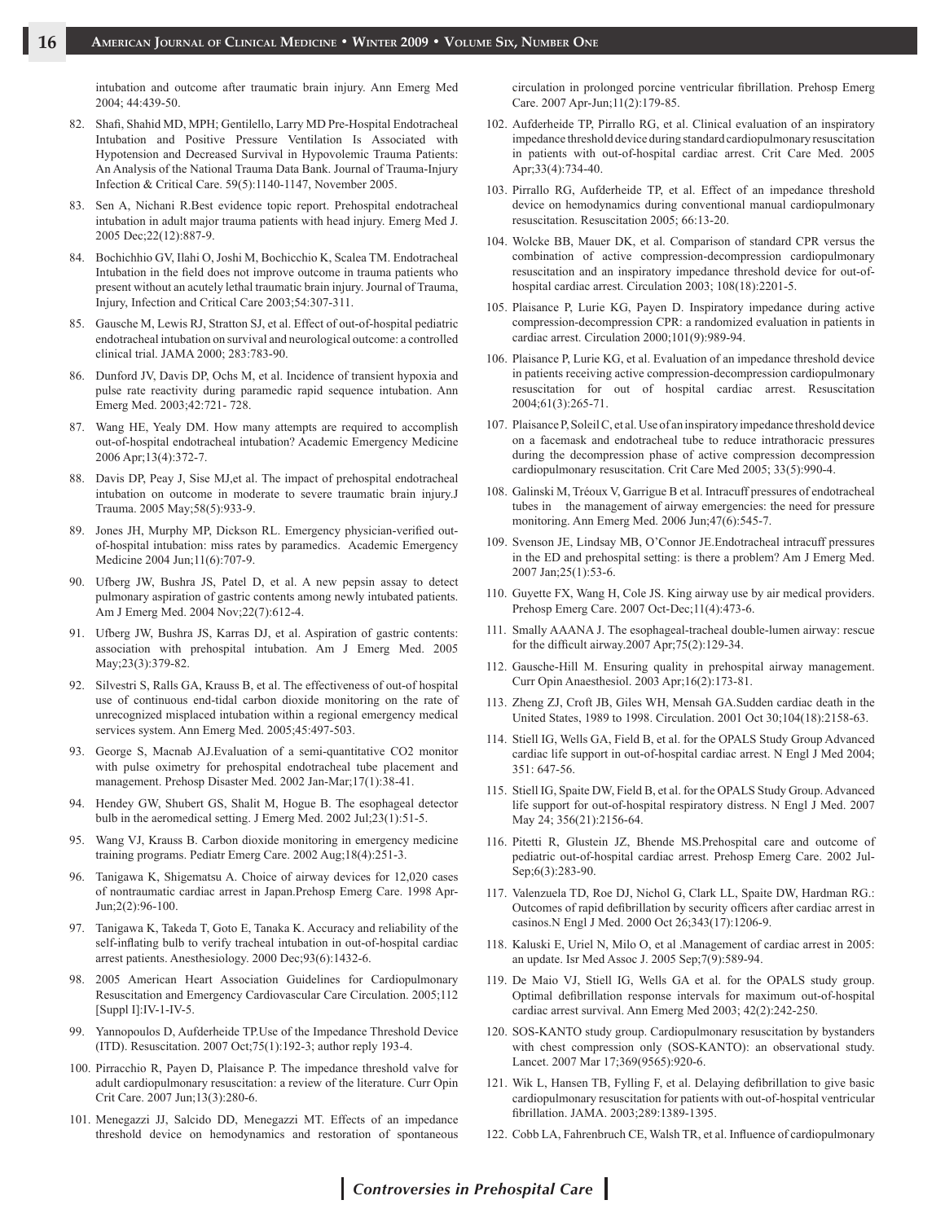intubation and outcome after traumatic brain injury. Ann Emerg Med 2004; 44:439-50.

82. Shafi, Shahid MD, MPH; Gentilello, Larry MD Pre-Hospital Endotracheal Intubation and Positive Pressure Ventilation Is Associated with Hypotension and Decreased Survival in Hypovolemic Trauma Patients: An Analysis of the National Trauma Data Bank. Journal of Trauma-Injury Infection & Critical Care. 59(5):1140-1147, November 2005.
83. Sen A, Nichani R.Best evidence topic report. Prehospital endotracheal intubation in adult major trauma patients with head injury. Emerg Med J. 2005 Dec;22(12):887-9.
84. Bochichhio GV, Ilahi O, Joshi M, Bochicchio K, Scalea TM. Endotracheal Intubation in the field does not improve outcome in trauma patients who present without an acutely lethal traumatic brain injury. Journal of Trauma, Injury, Infection and Critical Care 2003;54:307-311.
85. Gausche M, Lewis RJ, Stratton SJ, et al. Effect of out-of-hospital pediatric endotracheal intubation on survival and neurological outcome: a controlled clinical trial. JAMA 2000; 283:783-90.
86. Dunford JV, Davis DP, Ochs M, et al. Incidence of transient hypoxia and pulse rate reactivity during paramedic rapid sequence intubation. Ann Emerg Med. 2003;42:721- 728.
87. Wang HE, Yealy DM. How many attempts are required to accomplish out-of-hospital endotracheal intubation? Academic Emergency Medicine 2006 Apr;13(4):372-7.
88. Davis DP, Peay J, Sise MJ,et al. The impact of prehospital endotracheal intubation on outcome in moderate to severe traumatic brain injury.J Trauma. 2005 May;58(5):933-9.
89. Jones JH, Murphy MP, Dickson RL. Emergency physician-verified out-of-hospital intubation: miss rates by paramedics. Academic Emergency Medicine 2004 Jun;11(6):707-9.
90. Ufberg JW, Bushra JS, Patel D, et al. A new pepsin assay to detect pulmonary aspiration of gastric contents among newly intubated patients. Am J Emerg Med. 2004 Nov;22(7):612-4.
91. Ufberg JW, Bushra JS, Karras DJ, et al. Aspiration of gastric contents: association with prehospital intubation. Am J Emerg Med. 2005 May;23(3):379-82.
92. Silvestri S, Ralls GA, Krauss B, et al. The effectiveness of out-of hospital use of continuous end-tidal carbon dioxide monitoring on the rate of unrecognized misplaced intubation within a regional emergency medical services system. Ann Emerg Med. 2005;45:497-503.
93. George S, Macnab AJ.Evaluation of a semi-quantitative CO2 monitor with pulse oximetry for prehospital endotracheal tube placement and management. Prehosp Disaster Med. 2002 Jan-Mar;17(1):38-41.
94. Hendey GW, Shubert GS, Shalit M, Hogue B. The esophageal detector bulb in the aeromedical setting. J Emerg Med. 2002 Jul;23(1):51-5.
95. Wang VJ, Krauss B. Carbon dioxide monitoring in emergency medicine training programs. Pediatr Emerg Care. 2002 Aug;18(4):251-3.
96. Tanigawa K, Shigematsu A. Choice of airway devices for 12,020 cases of nontraumatic cardiac arrest in Japan.Prehosp Emerg Care. 1998 Apr-Jun;2(2):96-100.
97. Tanigawa K, Takeda T, Goto E, Tanaka K. Accuracy and reliability of the self-inflating bulb to verify tracheal intubation in out-of-hospital cardiac arrest patients. Anesthesiology. 2000 Dec;93(6):1432-6.
98. 2005 American Heart Association Guidelines for Cardiopulmonary Resuscitation and Emergency Cardiovascular Care Circulation. 2005;112 [Suppl I]:IV-1-IV-5.
99. Yannopoulos D, Aufderheide TP.Use of the Impedance Threshold Device (ITD). Resuscitation. 2007 Oct;75(1):192-3; author reply 193-4.
100. Pirracchio R, Payen D, Plaisance P. The impedance threshold valve for adult cardiopulmonary resuscitation: a review of the literature. Curr Opin Crit Care. 2007 Jun;13(3):280-6.
101. Menegazzi JJ, Salcido DD, Menegazzi MT. Effects of an impedance threshold device on hemodynamics and restoration of spontaneous circulation in prolonged porcine ventricular fibrillation. Prehosp Emerg Care. 2007 Apr-Jun;11(2):179-85.
102. Aufderheide TP, Pirrallo RG, et al. Clinical evaluation of an inspiratory impedance threshold device during standard cardiopulmonary resuscitation in patients with out-of-hospital cardiac arrest. Crit Care Med. 2005 Apr;33(4):734-40.
103. Pirrallo RG, Aufderheide TP, et al. Effect of an impedance threshold device on hemodynamics during conventional manual cardiopulmonary resuscitation. Resuscitation 2005; 66:13-20.
104. Wolcke BB, Mauer DK, et al. Comparison of standard CPR versus the combination of active compression-decompression cardiopulmonary resuscitation and an inspiratory impedance threshold device for out-of-hospital cardiac arrest. Circulation 2003; 108(18):2201-5.
105. Plaisance P, Lurie KG, Payen D. Inspiratory impedance during active compression-decompression CPR: a randomized evaluation in patients in cardiac arrest. Circulation 2000;101(9):989-94.
106. Plaisance P, Lurie KG, et al. Evaluation of an impedance threshold device in patients receiving active compression-decompression cardiopulmonary resuscitation for out of hospital cardiac arrest. Resuscitation 2004;61(3):265-71.
107. Plaisance P, Soleil C, et al. Use of an inspiratory impedance threshold device on a facemask and endotracheal tube to reduce intrathoracic pressures during the decompression phase of active compression decompression cardiopulmonary resuscitation. Crit Care Med 2005; 33(5):990-4.
108. Galinski M, Tréoux V, Garrigue B et al. Intracuff pressures of endotracheal tubes in the management of airway emergencies: the need for pressure monitoring. Ann Emerg Med. 2006 Jun;47(6):545-7.
109. Svenson JE, Lindsay MB, O'Connor JE.Endotracheal intracuff pressures in the ED and prehospital setting: is there a problem? Am J Emerg Med. 2007 Jan;25(1):53-6.
110. Guyette FX, Wang H, Cole JS. King airway use by air medical providers. Prehosp Emerg Care. 2007 Oct-Dec;11(4):473-6.
111. Smally AAANA J. The esophageal-tracheal double-lumen airway: rescue for the difficult airway.2007 Apr;75(2):129-34.
112. Gausche-Hill M. Ensuring quality in prehospital airway management. Curr Opin Anaesthesiol. 2003 Apr;16(2):173-81.
113. Zheng ZJ, Croft JB, Giles WH, Mensah GA.Sudden cardiac death in the United States, 1989 to 1998. Circulation. 2001 Oct 30;104(18):2158-63.
114. Stiell IG, Wells GA, Field B, et al. for the OPALS Study Group Advanced cardiac life support in out-of-hospital cardiac arrest. N Engl J Med 2004; 351: 647-56.
115. Stiell IG, Spaite DW, Field B, et al. for the OPALS Study Group. Advanced life support for out-of-hospital respiratory distress. N Engl J Med. 2007 May 24; 356(21):2156-64.
116. Pitetti R, Glustein JZ, Bhende MS.Prehospital care and outcome of pediatric out-of-hospital cardiac arrest. Prehosp Emerg Care. 2002 Jul-Sep;6(3):283-90.
117. Valenzuela TD, Roe DJ, Nichol G, Clark LL, Spaite DW, Hardman RG.: Outcomes of rapid defibrillation by security officers after cardiac arrest in casinos.N Engl J Med. 2000 Oct 26;343(17):1206-9.
118. Kaluski E, Uriel N, Milo O, et al .Management of cardiac arrest in 2005: an update. Isr Med Assoc J. 2005 Sep;7(9):589-94.
119. De Maio VJ, Stiell IG, Wells GA et al. for the OPALS study group. Optimal defibrillation response intervals for maximum out-of-hospital cardiac arrest survival. Ann Emerg Med 2003; 42(2):242-250.
120. SOS-KANTO study group. Cardiopulmonary resuscitation by bystanders with chest compression only (SOS-KANTO): an observational study. Lancet. 2007 Mar 17;369(9565):920-6.
121. Wik L, Hansen TB, Fylling F, et al. Delaying defibrillation to give basic cardiopulmonary resuscitation for patients with out-of-hospital ventricular fibrillation. JAMA. 2003;289:1389-1395.
122. Cobb LA, Fahrenbruch CE, Walsh TR, et al. Influence of cardiopulmonary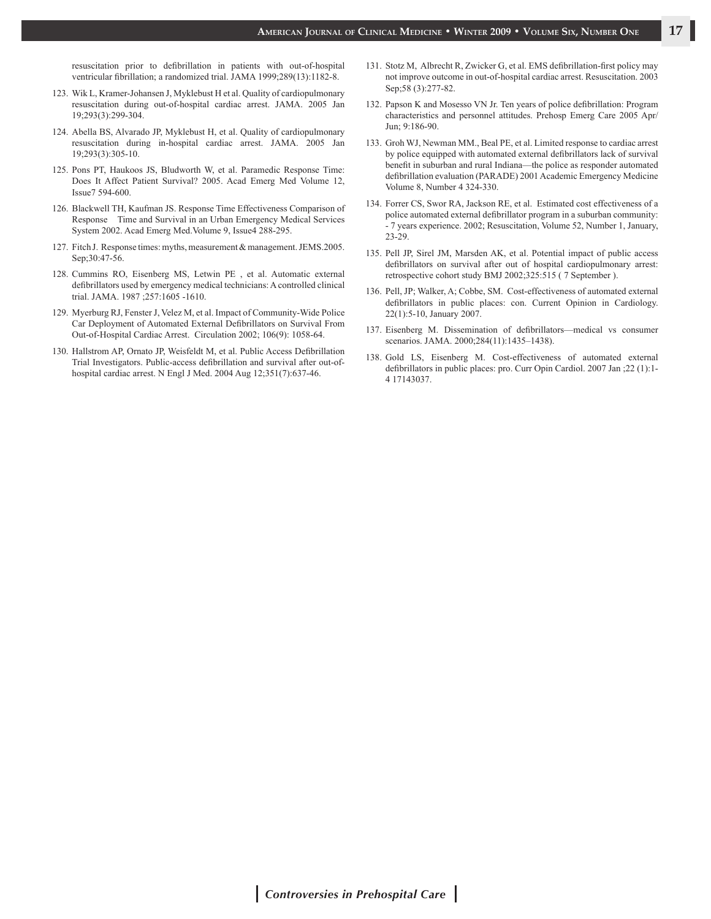resuscitation prior to defibrillation in patients with out-of-hospital ventricular fibrillation; a randomized trial. JAMA 1999;289(13):1182-8.

123. Wik L, Kramer-Johansen J, Myklebust H et al. Quality of cardiopulmonary resuscitation during out-of-hospital cardiac arrest. JAMA. 2005 Jan 19;293(3):299-304.

124. Abella BS, Alvarado JP, Myklebust H, et al. Quality of cardiopulmonary resuscitation during in-hospital cardiac arrest. JAMA. 2005 Jan 19;293(3):305-10.

125. Pons PT, Haukoos JS, Bludworth W, et al. Paramedic Response Time: Does It Affect Patient Survival? 2005. Acad Emerg Med Volume 12, Issue7 594-600.

126. Blackwell TH, Kaufman JS. Response Time Effectiveness Comparison of Response Time and Survival in an Urban Emergency Medical Services System 2002. Acad Emerg Med.Volume 9, Issue4 288-295.

127. Fitch J. Response times: myths, measurement & management. JEMS.2005. Sep;30:47-56.

128. Cummins RO, Eisenberg MS, Letwin PE , et al. Automatic external defibrillators used by emergency medical technicians: A controlled clinical trial. JAMA. 1987 ;257:1605 -1610.

129. Myerburg RJ, Fenster J, Velez M, et al. Impact of Community-Wide Police Car Deployment of Automated External Defibrillators on Survival From Out-of-Hospital Cardiac Arrest. Circulation 2002; 106(9): 1058-64.

130. Hallstrom AP, Ornato JP, Weisfeldt M, et al. Public Access Defibrillation Trial Investigators. Public-access defibrillation and survival after out-of-hospital cardiac arrest. N Engl J Med. 2004 Aug 12;351(7):637-46.

131. Stotz M, Albrecht R, Zwicker G, et al. EMS defibrillation-first policy may not improve outcome in out-of-hospital cardiac arrest. Resuscitation. 2003 Sep;58 (3):277-82.

132. Papson K and Mosesso VN Jr. Ten years of police defibrillation: Program characteristics and personnel attitudes. Prehosp Emerg Care 2005 Apr/ Jun; 9:186-90.

133. Groh WJ, Newman MM., Beal PE, et al. Limited response to cardiac arrest by police equipped with automated external defibrillators lack of survival benefit in suburban and rural Indiana—the police as responder automated defibrillation evaluation (PARADE) 2001 Academic Emergency Medicine Volume 8, Number 4 324-330.

134. Forrer CS, Swor RA, Jackson RE, et al. Estimated cost effectiveness of a police automated external defibrillator program in a suburban community: - 7 years experience. 2002; Resuscitation, Volume 52, Number 1, January, 23-29.

135. Pell JP, Sirel JM, Marsden AK, et al. Potential impact of public access defibrillators on survival after out of hospital cardiopulmonary arrest: retrospective cohort study BMJ 2002;325:515 ( 7 September ).

136. Pell, JP; Walker, A; Cobbe, SM. Cost-effectiveness of automated external defibrillators in public places: con. Current Opinion in Cardiology. 22(1):5-10, January 2007.

137. Eisenberg M. Dissemination of defibrillators—medical vs consumer scenarios. JAMA. 2000;284(11):1435–1438).

138. Gold LS, Eisenberg M. Cost-effectiveness of automated external defibrillators in public places: pro. Curr Opin Cardiol. 2007 Jan ;22 (1):1-4 17143037.